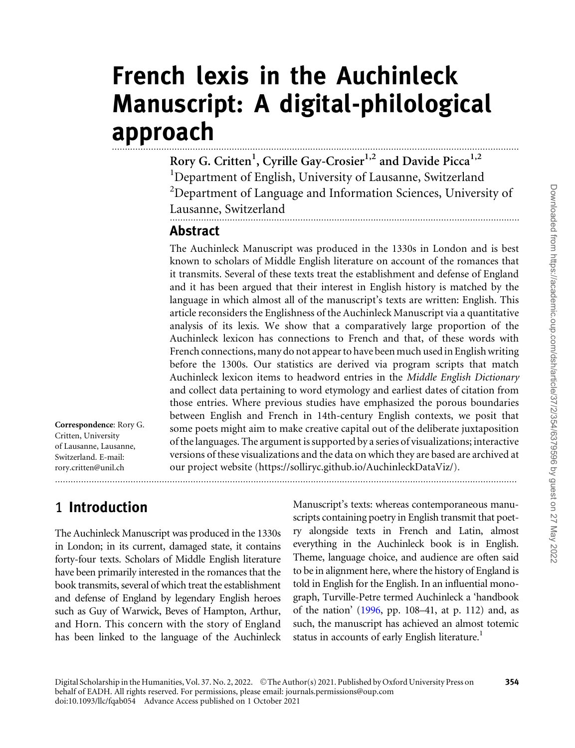# French lexis in the Auchinleck Manuscript: A digital-philological approach

**Rory G. Critten[1], Cyrille Gay-Crosier[1,2] and Davide Picca[1,2]**

[1]Department of English, University of Lausanne, Switzerland
[2]Department of Language and Information Sciences, University of Lausanne, Switzerland

## Abstract

The Auchinleck Manuscript was produced in the 1330s in London and is best known to scholars of Middle English literature on account of the romances that it transmits. Several of these texts treat the establishment and defense of England and it has been argued that their interest in English history is matched by the language in which almost all of the manuscript's texts are written: English. This article reconsiders the Englishness of the Auchinleck Manuscript via a quantitative analysis of its lexis. We show that a comparatively large proportion of the Auchinleck lexicon has connections to French and that, of these words with French connections, many do not appear to have been much used in English writing before the 1300s. Our statistics are derived via program scripts that match Auchinleck lexicon items to headword entries in the *Middle English Dictionary* and collect data pertaining to word etymology and earliest dates of citation from those entries. Where previous studies have emphasized the porous boundaries between English and French in 14th-century English contexts, we posit that some poets might aim to make creative capital out of the deliberate juxtaposition of the languages. The argument is supported by a series of visualizations; interactive versions of these visualizations and the data on which they are based are archived at our project website (https://solliryc.github.io/AuchinleckDataViz/).

**Correspondence**: Rory G. Critten, University of Lausanne, Lausanne, Switzerland. E-mail: rory.critten@unil.ch

## 1 Introduction

The Auchinleck Manuscript was produced in the 1330s in London; in its current, damaged state, it contains forty-four texts. Scholars of Middle English literature have been primarily interested in the romances that the book transmits, several of which treat the establishment and defense of England by legendary English heroes such as Guy of Warwick, Beves of Hampton, Arthur, and Horn. This concern with the story of England has been linked to the language of the Auchinleck Manuscript's texts: whereas contemporaneous manuscripts containing poetry in English transmit that poetry alongside texts in French and Latin, almost everything in the Auchinleck book is in English. Theme, language choice, and audience are often said to be in alignment here, where the history of England is told in English for the English. In an influential monograph, Turville-Petre termed Auchinleck a 'handbook of the nation' (1996, pp. 108–41, at p. 112) and, as such, the manuscript has achieved an almost totemic status in accounts of early English literature.[1]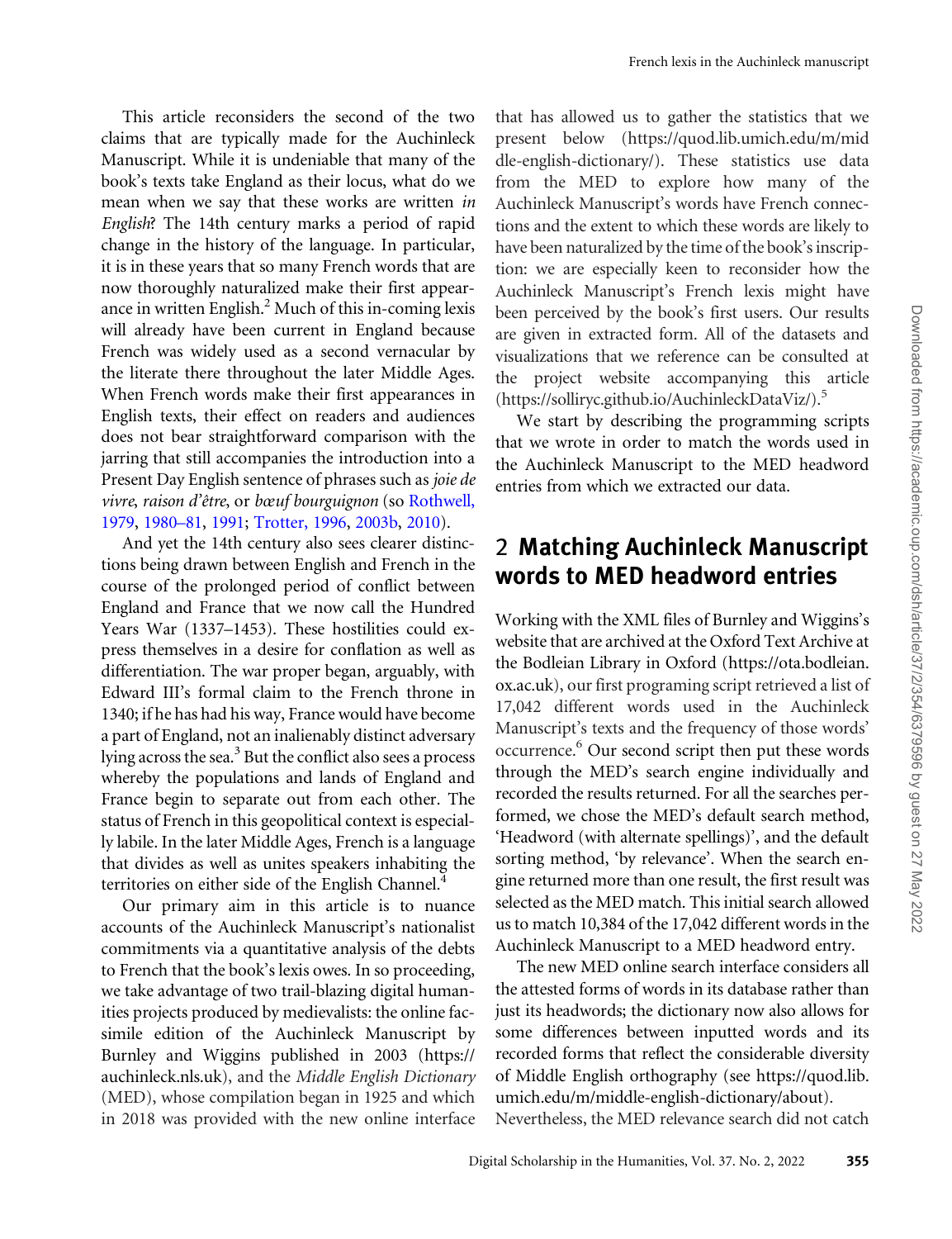This article reconsiders the second of the two claims that are typically made for the Auchinleck Manuscript. While it is undeniable that many of the book's texts take England as their locus, what do we mean when we say that these works are written *in English*? The 14th century marks a period of rapid change in the history of the language. In particular, it is in these years that so many French words that are now thoroughly naturalized make their first appearance in written English.[2] Much of this in-coming lexis will already have been current in England because French was widely used as a second vernacular by the literate there throughout the later Middle Ages. When French words make their first appearances in English texts, their effect on readers and audiences does not bear straightforward comparison with the jarring that still accompanies the introduction into a Present Day English sentence of phrases such as *joie de vivre*, *raison d'être*, or *bœuf bourguignon* (so Rothwell, 1979, 1980–81, 1991; Trotter, 1996, 2003b, 2010).

And yet the 14th century also sees clearer distinctions being drawn between English and French in the course of the prolonged period of conflict between England and France that we now call the Hundred Years War (1337–1453). These hostilities could express themselves in a desire for conflation as well as differentiation. The war proper began, arguably, with Edward III's formal claim to the French throne in 1340; if he has had his way, France would have become a part of England, not an inalienably distinct adversary lying across the sea.[3] But the conflict also sees a process whereby the populations and lands of England and France begin to separate out from each other. The status of French in this geopolitical context is especially labile. In the later Middle Ages, French is a language that divides as well as unites speakers inhabiting the territories on either side of the English Channel.[4]

Our primary aim in this article is to nuance accounts of the Auchinleck Manuscript's nationalist commitments via a quantitative analysis of the debts to French that the book's lexis owes. In so proceeding, we take advantage of two trail-blazing digital humanities projects produced by medievalists: the online facsimile edition of the Auchinleck Manuscript by Burnley and Wiggins published in 2003 (https://auchinleck.nls.uk), and the *Middle English Dictionary* (MED), whose compilation began in 1925 and which in 2018 was provided with the new online interface that has allowed us to gather the statistics that we present below (https://quod.lib.umich.edu/m/middle-english-dictionary/). These statistics use data from the MED to explore how many of the Auchinleck Manuscript's words have French connections and the extent to which these words are likely to have been naturalized by the time of the book's inscription: we are especially keen to reconsider how the Auchinleck Manuscript's French lexis might have been perceived by the book's first users. Our results are given in extracted form. All of the datasets and visualizations that we reference can be consulted at the project website accompanying this article (https://solliryc.github.io/AuchinleckDataViz/).[5]

We start by describing the programming scripts that we wrote in order to match the words used in the Auchinleck Manuscript to the MED headword entries from which we extracted our data.

## 2 Matching Auchinleck Manuscript words to MED headword entries

Working with the XML files of Burnley and Wiggins's website that are archived at the Oxford Text Archive at the Bodleian Library in Oxford (https://ota.bodleian.ox.ac.uk), our first programing script retrieved a list of 17,042 different words used in the Auchinleck Manuscript's texts and the frequency of those words' occurrence.[6] Our second script then put these words through the MED's search engine individually and recorded the results returned. For all the searches performed, we chose the MED's default search method, 'Headword (with alternate spellings)', and the default sorting method, 'by relevance'. When the search engine returned more than one result, the first result was selected as the MED match. This initial search allowed us to match 10,384 of the 17,042 different words in the Auchinleck Manuscript to a MED headword entry.

The new MED online search interface considers all the attested forms of words in its database rather than just its headwords; the dictionary now also allows for some differences between inputted words and its recorded forms that reflect the considerable diversity of Middle English orthography (see https://quod.lib.umich.edu/m/middle-english-dictionary/about). Nevertheless, the MED relevance search did not catch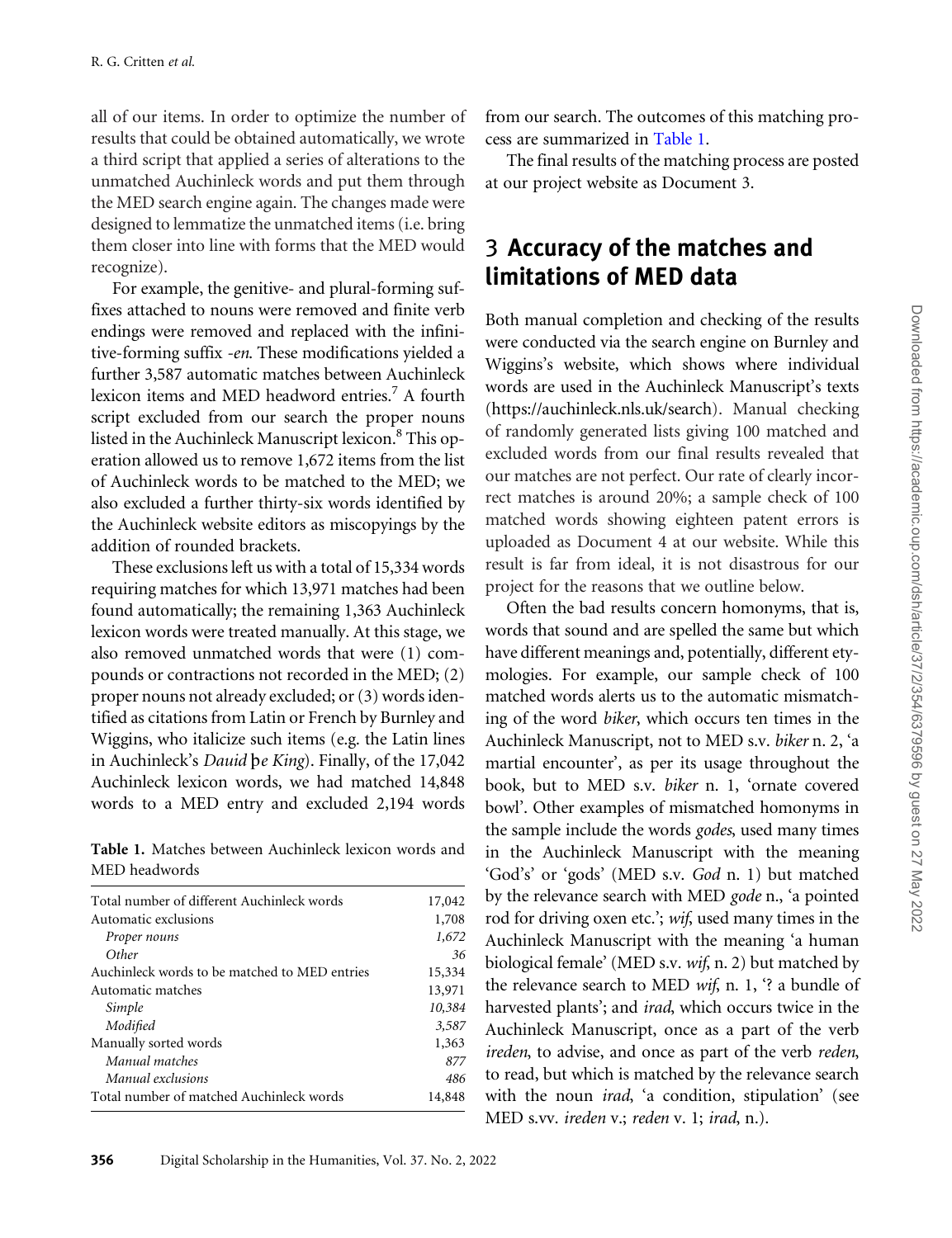all of our items. In order to optimize the number of results that could be obtained automatically, we wrote a third script that applied a series of alterations to the unmatched Auchinleck words and put them through the MED search engine again. The changes made were designed to lemmatize the unmatched items (i.e. bring them closer into line with forms that the MED would recognize).

For example, the genitive- and plural-forming suffixes attached to nouns were removed and finite verb endings were removed and replaced with the infinitive-forming suffix *-en*. These modifications yielded a further 3,587 automatic matches between Auchinleck lexicon items and MED headword entries.[7] A fourth script excluded from our search the proper nouns listed in the Auchinleck Manuscript lexicon.[8] This operation allowed us to remove 1,672 items from the list of Auchinleck words to be matched to the MED; we also excluded a further thirty-six words identified by the Auchinleck website editors as miscopyings by the addition of rounded brackets.

These exclusions left us with a total of 15,334 words requiring matches for which 13,971 matches had been found automatically; the remaining 1,363 Auchinleck lexicon words were treated manually. At this stage, we also removed unmatched words that were (1) compounds or contractions not recorded in the MED; (2) proper nouns not already excluded; or (3) words identified as citations from Latin or French by Burnley and Wiggins, who italicize such items (e.g. the Latin lines in Auchinleck's *Dauid þe King*). Finally, of the 17,042 Auchinleck lexicon words, we had matched 14,848 words to a MED entry and excluded 2,194 words from our search. The outcomes of this matching process are summarized in Table 1.

**Table 1.** Matches between Auchinleck lexicon words and MED headwords

| | |
|---|---|
| Total number of different Auchinleck words | 17,042 |
| Automatic exclusions | 1,708 |
| *Proper nouns* | *1,672* |
| *Other* | *36* |
| Auchinleck words to be matched to MED entries | 15,334 |
| Automatic matches | 13,971 |
| *Simple* | *10,384* |
| *Modified* | *3,587* |
| Manually sorted words | 1,363 |
| *Manual matches* | *877* |
| *Manual exclusions* | *486* |
| Total number of matched Auchinleck words | 14,848 |

The final results of the matching process are posted at our project website as Document 3.

## 3 Accuracy of the matches and limitations of MED data

Both manual completion and checking of the results were conducted via the search engine on Burnley and Wiggins's website, which shows where individual words are used in the Auchinleck Manuscript's texts (https://auchinleck.nls.uk/search). Manual checking of randomly generated lists giving 100 matched and excluded words from our final results revealed that our matches are not perfect. Our rate of clearly incorrect matches is around 20%; a sample check of 100 matched words showing eighteen patent errors is uploaded as Document 4 at our website. While this result is far from ideal, it is not disastrous for our project for the reasons that we outline below.

Often the bad results concern homonyms, that is, words that sound and are spelled the same but which have different meanings and, potentially, different etymologies. For example, our sample check of 100 matched words alerts us to the automatic mismatching of the word *biker*, which occurs ten times in the Auchinleck Manuscript, not to MED s.v. *biker* n. 2, 'a martial encounter', as per its usage throughout the book, but to MED s.v. *biker* n. 1, 'ornate covered bowl'. Other examples of mismatched homonyms in the sample include the words *godes*, used many times in the Auchinleck Manuscript with the meaning 'God's' or 'gods' (MED s.v. *God* n. 1) but matched by the relevance search with MED *gode* n., 'a pointed rod for driving oxen etc.'; *wif*, used many times in the Auchinleck Manuscript with the meaning 'a human biological female' (MED s.v. *wif*, n. 2) but matched by the relevance search to MED *wif*, n. 1, '? a bundle of harvested plants'; and *irad*, which occurs twice in the Auchinleck Manuscript, once as a part of the verb *ireden*, to advise, and once as part of the verb *reden*, to read, but which is matched by the relevance search with the noun *irad*, 'a condition, stipulation' (see MED s.vv. *ireden* v.; *reden* v. 1; *irad*, n.).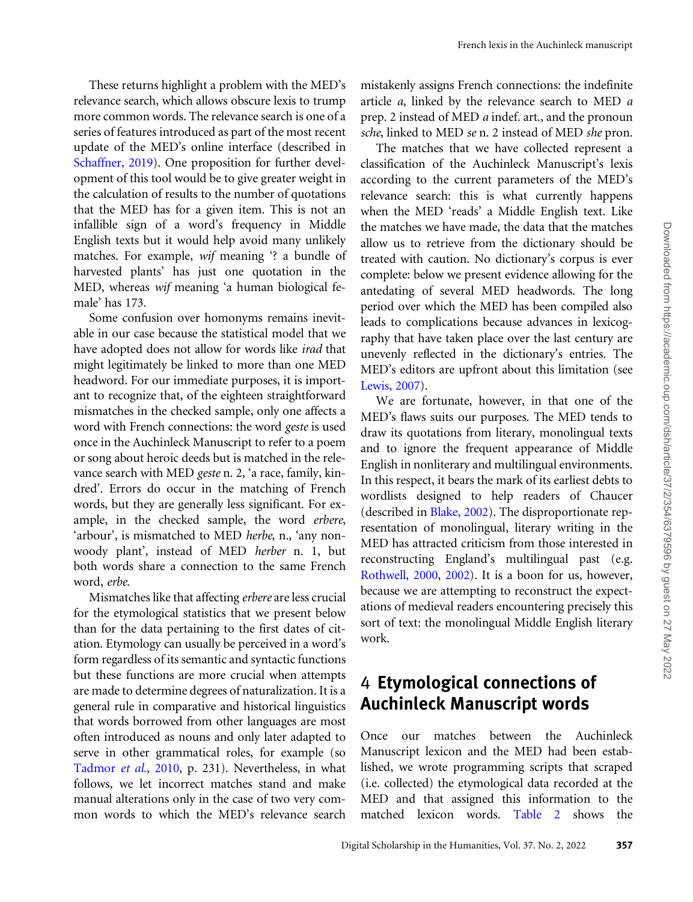These returns highlight a problem with the MED's relevance search, which allows obscure lexis to trump more common words. The relevance search is one of a series of features introduced as part of the most recent update of the MED's online interface (described in Schaffner, 2019). One proposition for further development of this tool would be to give greater weight in the calculation of results to the number of quotations that the MED has for a given item. This is not an infallible sign of a word's frequency in Middle English texts but it would help avoid many unlikely matches. For example, *wif* meaning '? a bundle of harvested plants' has just one quotation in the MED, whereas *wif* meaning 'a human biological female' has 173.

Some confusion over homonyms remains inevitable in our case because the statistical model that we have adopted does not allow for words like *irad* that might legitimately be linked to more than one MED headword. For our immediate purposes, it is important to recognize that, of the eighteen straightforward mismatches in the checked sample, only one affects a word with French connections: the word *geste* is used once in the Auchinleck Manuscript to refer to a poem or song about heroic deeds but is matched in the relevance search with MED *geste* n. 2, 'a race, family, kindred'. Errors do occur in the matching of French words, but they are generally less significant. For example, in the checked sample, the word *erbere*, 'arbour', is mismatched to MED *herbe*, n., 'any non-woody plant', instead of MED *herber* n. 1, but both words share a connection to the same French word, *erbe*.

Mismatches like that affecting *erbere* are less crucial for the etymological statistics that we present below than for the data pertaining to the first dates of citation. Etymology can usually be perceived in a word's form regardless of its semantic and syntactic functions but these functions are more crucial when attempts are made to determine degrees of naturalization. It is a general rule in comparative and historical linguistics that words borrowed from other languages are most often introduced as nouns and only later adapted to serve in other grammatical roles, for example (so Tadmor *et al.*, 2010, p. 231). Nevertheless, in what follows, we let incorrect matches stand and make manual alterations only in the case of two very common words to which the MED's relevance search mistakenly assigns French connections: the indefinite article *a*, linked by the relevance search to MED *a* prep. 2 instead of MED *a* indef. art., and the pronoun *sche*, linked to MED *se* n. 2 instead of MED *she* pron.

The matches that we have collected represent a classification of the Auchinleck Manuscript's lexis according to the current parameters of the MED's relevance search: this is what currently happens when the MED 'reads' a Middle English text. Like the matches we have made, the data that the matches allow us to retrieve from the dictionary should be treated with caution. No dictionary's corpus is ever complete: below we present evidence allowing for the antedating of several MED headwords. The long period over which the MED has been compiled also leads to complications because advances in lexicography that have taken place over the last century are unevenly reflected in the dictionary's entries. The MED's editors are upfront about this limitation (see Lewis, 2007).

We are fortunate, however, in that one of the MED's flaws suits our purposes. The MED tends to draw its quotations from literary, monolingual texts and to ignore the frequent appearance of Middle English in nonliterary and multilingual environments. In this respect, it bears the mark of its earliest debts to wordlists designed to help readers of Chaucer (described in Blake, 2002). The disproportionate representation of monolingual, literary writing in the MED has attracted criticism from those interested in reconstructing England's multilingual past (e.g. Rothwell, 2000, 2002). It is a boon for us, however, because we are attempting to reconstruct the expectations of medieval readers encountering precisely this sort of text: the monolingual Middle English literary work.

## 4 Etymological connections of Auchinleck Manuscript words

Once our matches between the Auchinleck Manuscript lexicon and the MED had been established, we wrote programming scripts that scraped (i.e. collected) the etymological data recorded at the MED and that assigned this information to the matched lexicon words. Table 2 shows the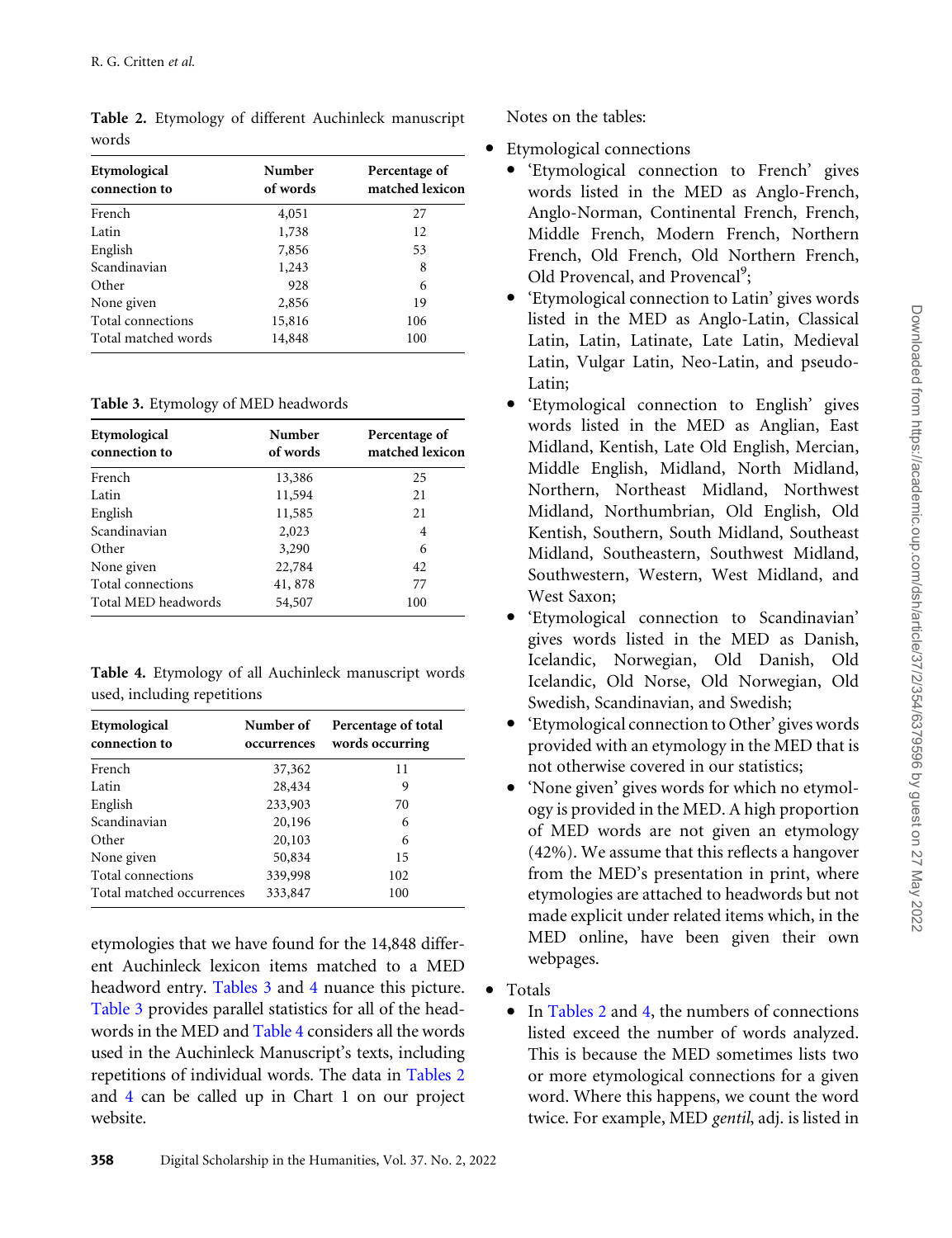**Table 2.** Etymology of different Auchinleck manuscript words

| Etymological connection to | Number of words | Percentage of matched lexicon |
|---|---|---|
| French | 4,051 | 27 |
| Latin | 1,738 | 12 |
| English | 7,856 | 53 |
| Scandinavian | 1,243 | 8 |
| Other | 928 | 6 |
| None given | 2,856 | 19 |
| Total connections | 15,816 | 106 |
| Total matched words | 14,848 | 100 |

**Table 3.** Etymology of MED headwords

| Etymological connection to | Number of words | Percentage of matched lexicon |
|---|---|---|
| French | 13,386 | 25 |
| Latin | 11,594 | 21 |
| English | 11,585 | 21 |
| Scandinavian | 2,023 | 4 |
| Other | 3,290 | 6 |
| None given | 22,784 | 42 |
| Total connections | 41, 878 | 77 |
| Total MED headwords | 54,507 | 100 |

**Table 4.** Etymology of all Auchinleck manuscript words used, including repetitions

| Etymological connection to | Number of occurrences | Percentage of total words occurring |
|---|---|---|
| French | 37,362 | 11 |
| Latin | 28,434 | 9 |
| English | 233,903 | 70 |
| Scandinavian | 20,196 | 6 |
| Other | 20,103 | 6 |
| None given | 50,834 | 15 |
| Total connections | 339,998 | 102 |
| Total matched occurrences | 333,847 | 100 |

etymologies that we have found for the 14,848 different Auchinleck lexicon items matched to a MED headword entry. Tables 3 and 4 nuance this picture. Table 3 provides parallel statistics for all of the headwords in the MED and Table 4 considers all the words used in the Auchinleck Manuscript's texts, including repetitions of individual words. The data in Tables 2 and 4 can be called up in Chart 1 on our project website.

Notes on the tables:

- Etymological connections
  - 'Etymological connection to French' gives words listed in the MED as Anglo-French, Anglo-Norman, Continental French, French, Middle French, Modern French, Northern French, Old French, Old Northern French, Old Provencal, and Provencal[9];
  - 'Etymological connection to Latin' gives words listed in the MED as Anglo-Latin, Classical Latin, Latin, Latinate, Late Latin, Medieval Latin, Vulgar Latin, Neo-Latin, and pseudo-Latin;
  - 'Etymological connection to English' gives words listed in the MED as Anglian, East Midland, Kentish, Late Old English, Mercian, Middle English, Midland, North Midland, Northern, Northeast Midland, Northwest Midland, Northumbrian, Old English, Old Kentish, Southern, South Midland, Southeast Midland, Southeastern, Southwest Midland, Southwestern, Western, West Midland, and West Saxon;
  - 'Etymological connection to Scandinavian' gives words listed in the MED as Danish, Icelandic, Norwegian, Old Danish, Old Icelandic, Old Norse, Old Norwegian, Old Swedish, Scandinavian, and Swedish;
  - 'Etymological connection to Other' gives words provided with an etymology in the MED that is not otherwise covered in our statistics;
  - 'None given' gives words for which no etymology is provided in the MED. A high proportion of MED words are not given an etymology (42%). We assume that this reflects a hangover from the MED's presentation in print, where etymologies are attached to headwords but not made explicit under related items which, in the MED online, have been given their own webpages.
- Totals
  - In Tables 2 and 4, the numbers of connections listed exceed the number of words analyzed. This is because the MED sometimes lists two or more etymological connections for a given word. Where this happens, we count the word twice. For example, MED *gentil*, adj. is listed in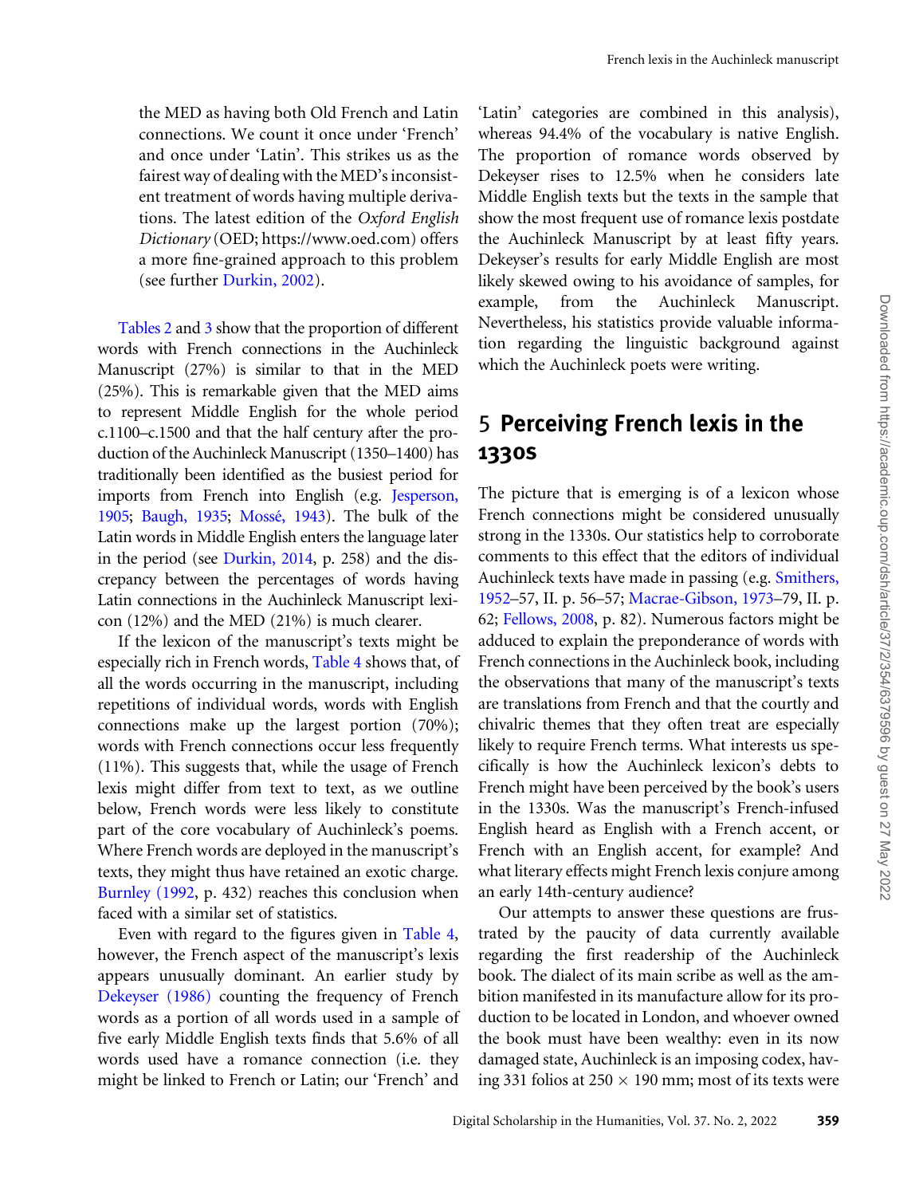the MED as having both Old French and Latin connections. We count it once under 'French' and once under 'Latin'. This strikes us as the fairest way of dealing with the MED's inconsistent treatment of words having multiple derivations. The latest edition of the *Oxford English Dictionary* (OED; https://www.oed.com) offers a more fine-grained approach to this problem (see further Durkin, 2002).

Tables 2 and 3 show that the proportion of different words with French connections in the Auchinleck Manuscript (27%) is similar to that in the MED (25%). This is remarkable given that the MED aims to represent Middle English for the whole period c.1100–c.1500 and that the half century after the production of the Auchinleck Manuscript (1350–1400) has traditionally been identified as the busiest period for imports from French into English (e.g. Jesperson, 1905; Baugh, 1935; Mossé, 1943). The bulk of the Latin words in Middle English enters the language later in the period (see Durkin, 2014, p. 258) and the discrepancy between the percentages of words having Latin connections in the Auchinleck Manuscript lexicon (12%) and the MED (21%) is much clearer.

If the lexicon of the manuscript's texts might be especially rich in French words, Table 4 shows that, of all the words occurring in the manuscript, including repetitions of individual words, words with English connections make up the largest portion (70%); words with French connections occur less frequently (11%). This suggests that, while the usage of French lexis might differ from text to text, as we outline below, French words were less likely to constitute part of the core vocabulary of Auchinleck's poems. Where French words are deployed in the manuscript's texts, they might thus have retained an exotic charge. Burnley (1992, p. 432) reaches this conclusion when faced with a similar set of statistics.

Even with regard to the figures given in Table 4, however, the French aspect of the manuscript's lexis appears unusually dominant. An earlier study by Dekeyser (1986) counting the frequency of French words as a portion of all words used in a sample of five early Middle English texts finds that 5.6% of all words used have a romance connection (i.e. they might be linked to French or Latin; our 'French' and 'Latin' categories are combined in this analysis), whereas 94.4% of the vocabulary is native English. The proportion of romance words observed by Dekeyser rises to 12.5% when he considers late Middle English texts but the texts in the sample that show the most frequent use of romance lexis postdate the Auchinleck Manuscript by at least fifty years. Dekeyser's results for early Middle English are most likely skewed owing to his avoidance of samples, for example, from the Auchinleck Manuscript. Nevertheless, his statistics provide valuable information regarding the linguistic background against which the Auchinleck poets were writing.

## 5 Perceiving French lexis in the 1330s

The picture that is emerging is of a lexicon whose French connections might be considered unusually strong in the 1330s. Our statistics help to corroborate comments to this effect that the editors of individual Auchinleck texts have made in passing (e.g. Smithers, 1952–57, II. p. 56–57; Macrae-Gibson, 1973–79, II. p. 62; Fellows, 2008, p. 82). Numerous factors might be adduced to explain the preponderance of words with French connections in the Auchinleck book, including the observations that many of the manuscript's texts are translations from French and that the courtly and chivalric themes that they often treat are especially likely to require French terms. What interests us specifically is how the Auchinleck lexicon's debts to French might have been perceived by the book's users in the 1330s. Was the manuscript's French-infused English heard as English with a French accent, or French with an English accent, for example? And what literary effects might French lexis conjure among an early 14th-century audience?

Our attempts to answer these questions are frustrated by the paucity of data currently available regarding the first readership of the Auchinleck book. The dialect of its main scribe as well as the ambition manifested in its manufacture allow for its production to be located in London, and whoever owned the book must have been wealthy: even in its now damaged state, Auchinleck is an imposing codex, having 331 folios at 250 × 190 mm; most of its texts were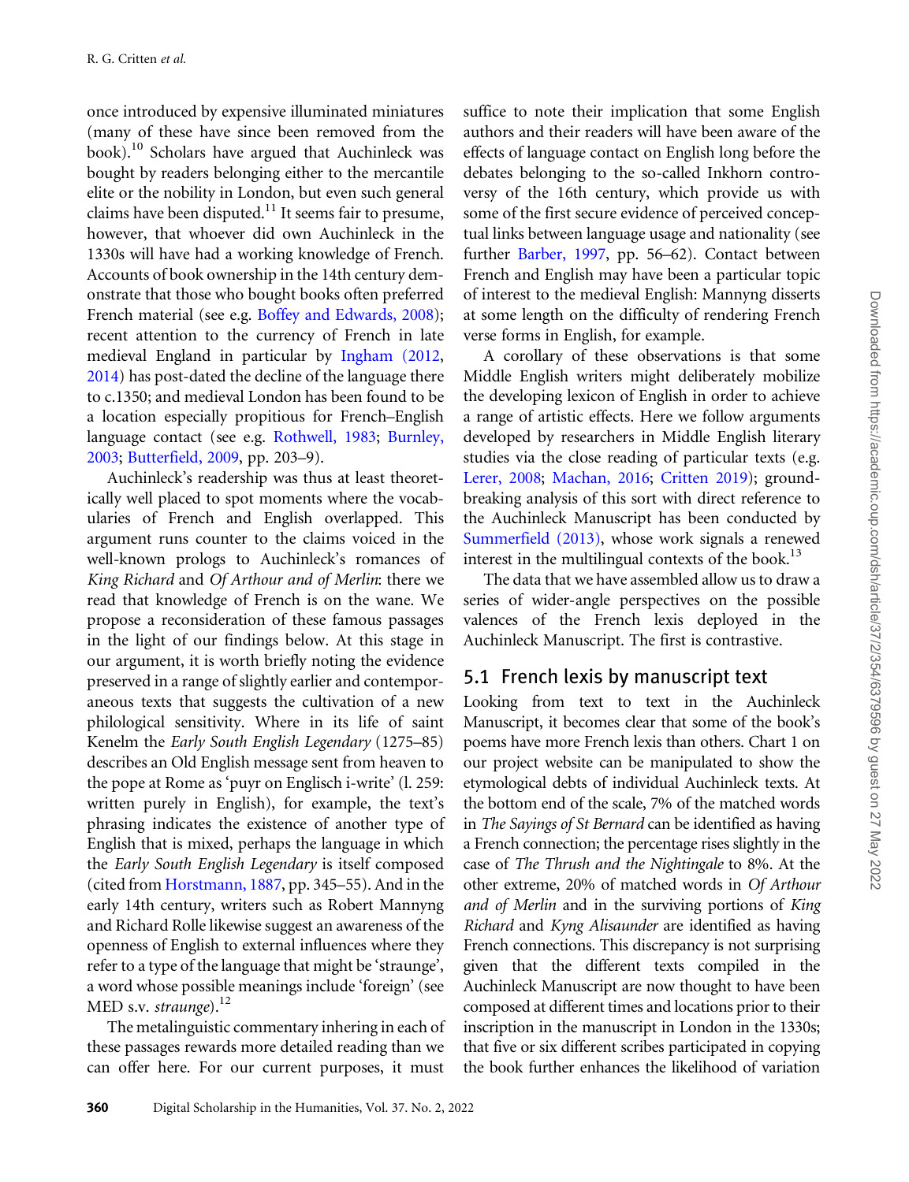once introduced by expensive illuminated miniatures (many of these have since been removed from the book).[10] Scholars have argued that Auchinleck was bought by readers belonging either to the mercantile elite or the nobility in London, but even such general claims have been disputed.[11] It seems fair to presume, however, that whoever did own Auchinleck in the 1330s will have had a working knowledge of French. Accounts of book ownership in the 14th century demonstrate that those who bought books often preferred French material (see e.g. Boffey and Edwards, 2008); recent attention to the currency of French in late medieval England in particular by Ingham (2012, 2014) has post-dated the decline of the language there to c.1350; and medieval London has been found to be a location especially propitious for French–English language contact (see e.g. Rothwell, 1983; Burnley, 2003; Butterfield, 2009, pp. 203–9).

Auchinleck's readership was thus at least theoretically well placed to spot moments where the vocabularies of French and English overlapped. This argument runs counter to the claims voiced in the well-known prologs to Auchinleck's romances of *King Richard* and *Of Arthour and of Merlin*: there we read that knowledge of French is on the wane. We propose a reconsideration of these famous passages in the light of our findings below. At this stage in our argument, it is worth briefly noting the evidence preserved in a range of slightly earlier and contemporaneous texts that suggests the cultivation of a new philological sensitivity. Where in its life of saint Kenelm the *Early South English Legendary* (1275–85) describes an Old English message sent from heaven to the pope at Rome as 'puyr on Englisch i-write' (l. 259: written purely in English), for example, the text's phrasing indicates the existence of another type of English that is mixed, perhaps the language in which the *Early South English Legendary* is itself composed (cited from Horstmann, 1887, pp. 345–55). And in the early 14th century, writers such as Robert Mannyng and Richard Rolle likewise suggest an awareness of the openness of English to external influences where they refer to a type of the language that might be 'straunge', a word whose possible meanings include 'foreign' (see MED s.v. *straunge*).[12]

The metalinguistic commentary inhering in each of these passages rewards more detailed reading than we can offer here. For our current purposes, it must suffice to note their implication that some English authors and their readers will have been aware of the effects of language contact on English long before the debates belonging to the so-called Inkhorn controversy of the 16th century, which provide us with some of the first secure evidence of perceived conceptual links between language usage and nationality (see further Barber, 1997, pp. 56–62). Contact between French and English may have been a particular topic of interest to the medieval English: Mannyng disserts at some length on the difficulty of rendering French verse forms in English, for example.

A corollary of these observations is that some Middle English writers might deliberately mobilize the developing lexicon of English in order to achieve a range of artistic effects. Here we follow arguments developed by researchers in Middle English literary studies via the close reading of particular texts (e.g. Lerer, 2008; Machan, 2016; Critten 2019); groundbreaking analysis of this sort with direct reference to the Auchinleck Manuscript has been conducted by Summerfield (2013), whose work signals a renewed interest in the multilingual contexts of the book.[13]

The data that we have assembled allow us to draw a series of wider-angle perspectives on the possible valences of the French lexis deployed in the Auchinleck Manuscript. The first is contrastive.

## 5.1 French lexis by manuscript text

Looking from text to text in the Auchinleck Manuscript, it becomes clear that some of the book's poems have more French lexis than others. Chart 1 on our project website can be manipulated to show the etymological debts of individual Auchinleck texts. At the bottom end of the scale, 7% of the matched words in *The Sayings of St Bernard* can be identified as having a French connection; the percentage rises slightly in the case of *The Thrush and the Nightingale* to 8%. At the other extreme, 20% of matched words in *Of Arthour and of Merlin* and in the surviving portions of *King Richard* and *Kyng Alisaunder* are identified as having French connections. This discrepancy is not surprising given that the different texts compiled in the Auchinleck Manuscript are now thought to have been composed at different times and locations prior to their inscription in the manuscript in London in the 1330s; that five or six different scribes participated in copying the book further enhances the likelihood of variation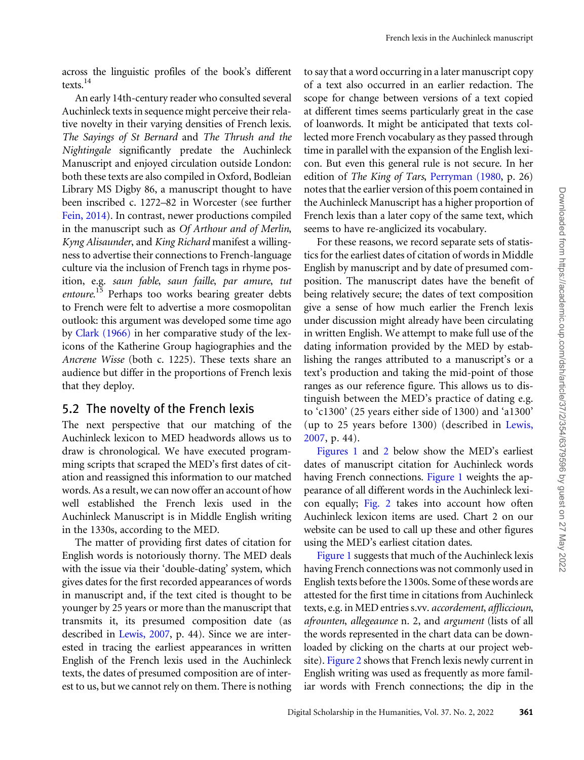across the linguistic profiles of the book's different texts.[14]

An early 14th-century reader who consulted several Auchinleck texts in sequence might perceive their relative novelty in their varying densities of French lexis. *The Sayings of St Bernard* and *The Thrush and the Nightingale* significantly predate the Auchinleck Manuscript and enjoyed circulation outside London: both these texts are also compiled in Oxford, Bodleian Library MS Digby 86, a manuscript thought to have been inscribed c. 1272–82 in Worcester (see further Fein, 2014). In contrast, newer productions compiled in the manuscript such as *Of Arthour and of Merlin*, *Kyng Alisaunder*, and *King Richard* manifest a willingness to advertise their connections to French-language culture via the inclusion of French tags in rhyme position, e.g. *saun fable*, *saun faille*, *par amure*, *tut entoure*.[15] Perhaps too works bearing greater debts to French were felt to advertise a more cosmopolitan outlook: this argument was developed some time ago by Clark (1966) in her comparative study of the lexicons of the Katherine Group hagiographies and the *Ancrene Wisse* (both c. 1225). These texts share an audience but differ in the proportions of French lexis that they deploy.

## 5.2 The novelty of the French lexis

The next perspective that our matching of the Auchinleck lexicon to MED headwords allows us to draw is chronological. We have executed programming scripts that scraped the MED's first dates of citation and reassigned this information to our matched words. As a result, we can now offer an account of how well established the French lexis used in the Auchinleck Manuscript is in Middle English writing in the 1330s, according to the MED.

The matter of providing first dates of citation for English words is notoriously thorny. The MED deals with the issue via their 'double-dating' system, which gives dates for the first recorded appearances of words in manuscript and, if the text cited is thought to be younger by 25 years or more than the manuscript that transmits it, its presumed composition date (as described in Lewis, 2007, p. 44). Since we are interested in tracing the earliest appearances in written English of the French lexis used in the Auchinleck texts, the dates of presumed composition are of interest to us, but we cannot rely on them. There is nothing to say that a word occurring in a later manuscript copy of a text also occurred in an earlier redaction. The scope for change between versions of a text copied at different times seems particularly great in the case of loanwords. It might be anticipated that texts collected more French vocabulary as they passed through time in parallel with the expansion of the English lexicon. But even this general rule is not secure. In her edition of *The King of Tars*, Perryman (1980, p. 26) notes that the earlier version of this poem contained in the Auchinleck Manuscript has a higher proportion of French lexis than a later copy of the same text, which seems to have re-anglicized its vocabulary.

For these reasons, we record separate sets of statistics for the earliest dates of citation of words in Middle English by manuscript and by date of presumed composition. The manuscript dates have the benefit of being relatively secure; the dates of text composition give a sense of how much earlier the French lexis under discussion might already have been circulating in written English. We attempt to make full use of the dating information provided by the MED by establishing the ranges attributed to a manuscript's or a text's production and taking the mid-point of those ranges as our reference figure. This allows us to distinguish between the MED's practice of dating e.g. to 'c1300' (25 years either side of 1300) and 'a1300' (up to 25 years before 1300) (described in Lewis, 2007, p. 44).

Figures 1 and 2 below show the MED's earliest dates of manuscript citation for Auchinleck words having French connections. Figure 1 weights the appearance of all different words in the Auchinleck lexicon equally; Fig. 2 takes into account how often Auchinleck lexicon items are used. Chart 2 on our website can be used to call up these and other figures using the MED's earliest citation dates.

Figure 1 suggests that much of the Auchinleck lexis having French connections was not commonly used in English texts before the 1300s. Some of these words are attested for the first time in citations from Auchinleck texts, e.g. in MED entries s.vv. *accordement*, *affliccioun*, *afrounten*, *allegeaunce* n. 2, and *argument* (lists of all the words represented in the chart data can be downloaded by clicking on the charts at our project website). Figure 2 shows that French lexis newly current in English writing was used as frequently as more familiar words with French connections; the dip in the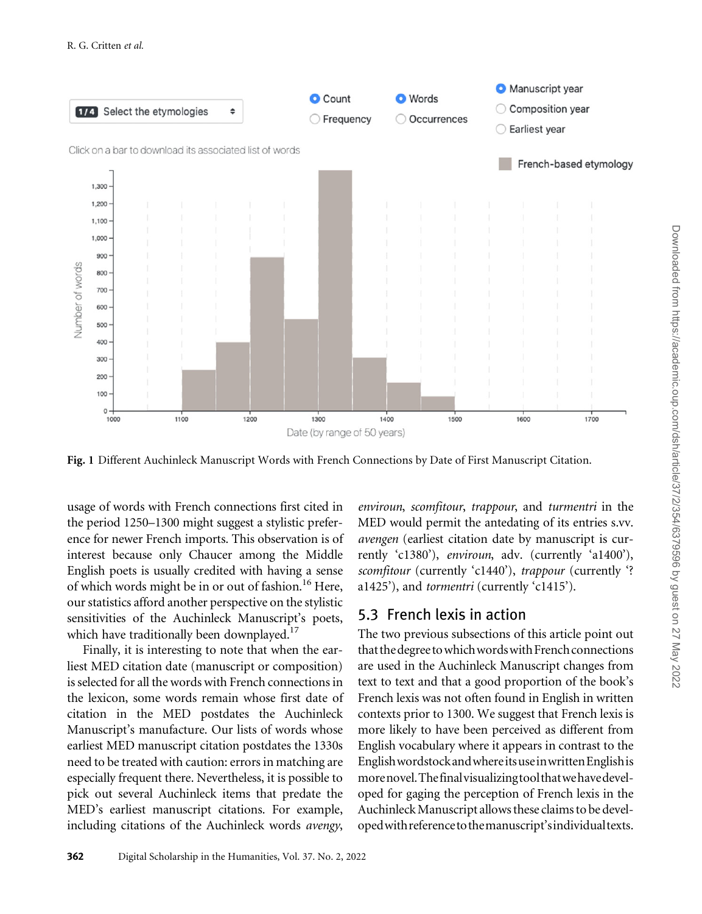Fig. 1 Different Auchinleck Manuscript Words with French Connections by Date of First Manuscript Citation.

usage of words with French connections first cited in the period 1250–1300 might suggest a stylistic preference for newer French imports. This observation is of interest because only Chaucer among the Middle English poets is usually credited with having a sense of which words might be in or out of fashion.[16] Here, our statistics afford another perspective on the stylistic sensitivities of the Auchinleck Manuscript's poets, which have traditionally been downplayed.[17]

Finally, it is interesting to note that when the earliest MED citation date (manuscript or composition) is selected for all the words with French connections in the lexicon, some words remain whose first date of citation in the MED postdates the Auchinleck Manuscript's manufacture. Our lists of words whose earliest MED manuscript citation postdates the 1330s need to be treated with caution: errors in matching are especially frequent there. Nevertheless, it is possible to pick out several Auchinleck items that predate the MED's earliest manuscript citations. For example, including citations of the Auchinleck words *avengy*, *environ*, *scomfitour*, *trappour*, and *turmentri* in the MED would permit the antedating of its entries s.vv. *avengen* (earliest citation date by manuscript is currently 'c1380'), *environ*, adv. (currently 'a1400'), *scomfitour* (currently 'c1440'), *trappour* (currently '? a1425'), and *tormentri* (currently 'c1415').

## 5.3 French lexis in action

The two previous subsections of this article point out that the degree to which words with French connections are used in the Auchinleck Manuscript changes from text to text and that a good proportion of the book's French lexis was not often found in English in written contexts prior to 1300. We suggest that French lexis is more likely to have been perceived as different from English vocabulary where it appears in contrast to the English wordstock and where its use in written English is more novel. The final visualizing tool that we have developed for gaging the perception of French lexis in the Auchinleck Manuscript allows these claims to be developed with reference to the manuscript's individual texts.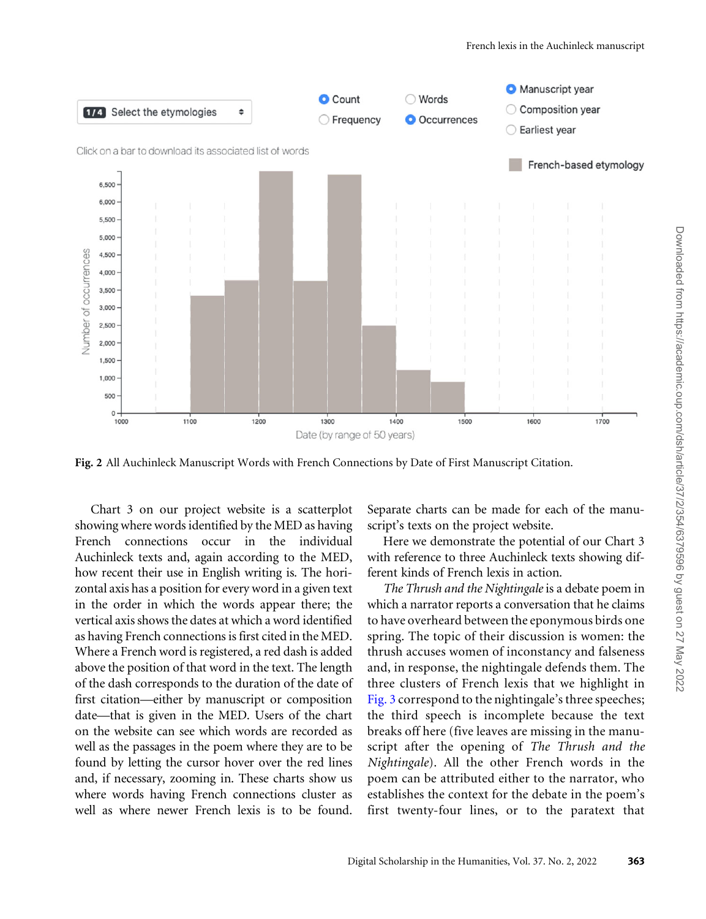**Fig. 2** All Auchinleck Manuscript Words with French Connections by Date of First Manuscript Citation.

Chart 3 on our project website is a scatterplot showing where words identified by the MED as having French connections occur in the individual Auchinleck texts and, again according to the MED, how recent their use in English writing is. The horizontal axis has a position for every word in a given text in the order in which the words appear there; the vertical axis shows the dates at which a word identified as having French connections is first cited in the MED. Where a French word is registered, a red dash is added above the position of that word in the text. The length of the dash corresponds to the duration of the date of first citation—either by manuscript or composition date—that is given in the MED. Users of the chart on the website can see which words are recorded as well as the passages in the poem where they are to be found by letting the cursor hover over the red lines and, if necessary, zooming in. These charts show us where words having French connections cluster as well as where newer French lexis is to be found. Separate charts can be made for each of the manuscript's texts on the project website.

Here we demonstrate the potential of our Chart 3 with reference to three Auchinleck texts showing different kinds of French lexis in action.

*The Thrush and the Nightingale* is a debate poem in which a narrator reports a conversation that he claims to have overheard between the eponymous birds one spring. The topic of their discussion is women: the thrush accuses women of inconstancy and falseness and, in response, the nightingale defends them. The three clusters of French lexis that we highlight in Fig. 3 correspond to the nightingale's three speeches; the third speech is incomplete because the text breaks off here (five leaves are missing in the manuscript after the opening of *The Thrush and the Nightingale*). All the other French words in the poem can be attributed either to the narrator, who establishes the context for the debate in the poem's first twenty-four lines, or to the paratext that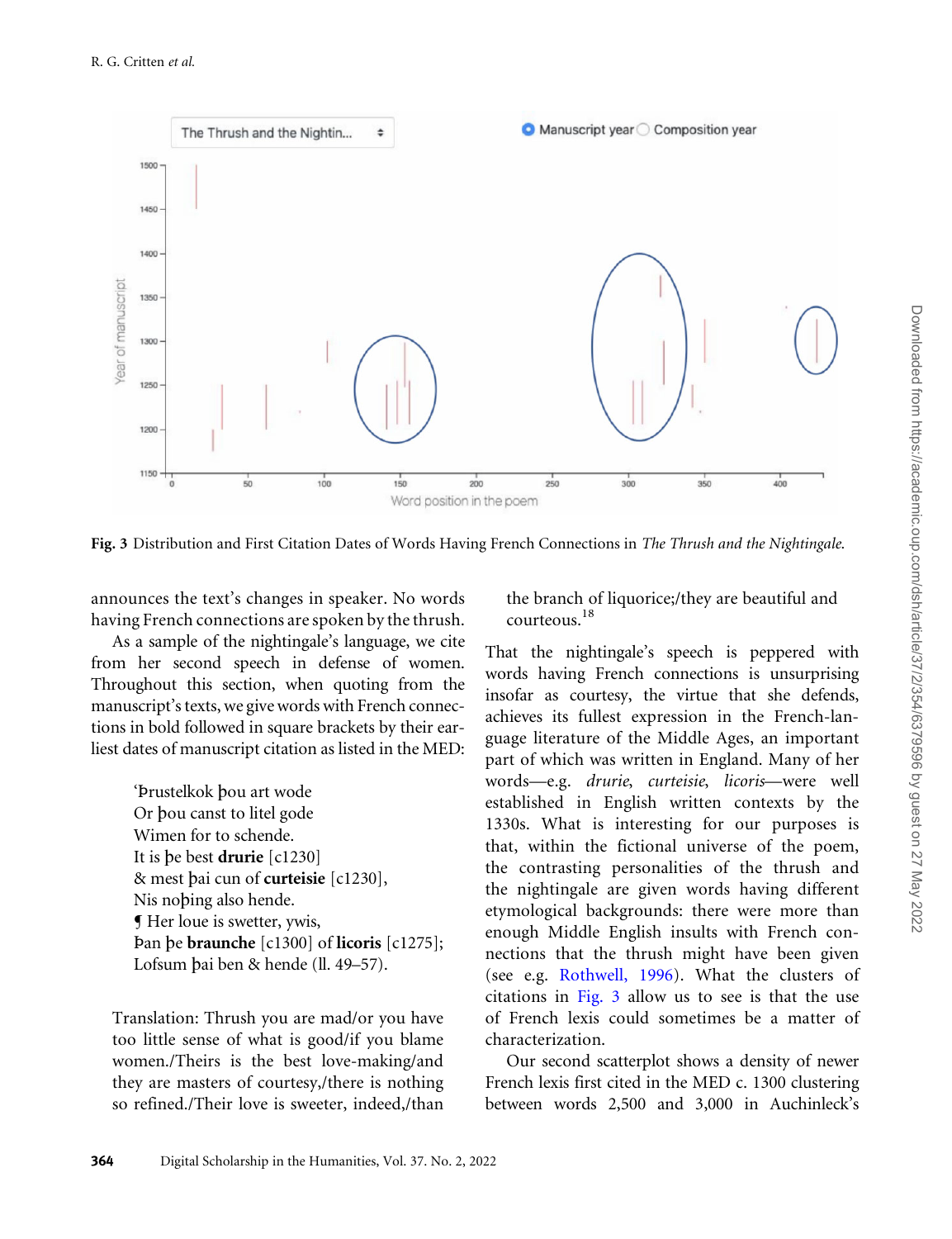Fig. 3 Distribution and First Citation Dates of Words Having French Connections in *The Thrush and the Nightingale.*

announces the text's changes in speaker. No words having French connections are spoken by the thrush.

As a sample of the nightingale's language, we cite from her second speech in defense of women. Throughout this section, when quoting from the manuscript's texts, we give words with French connections in bold followed in square brackets by their earliest dates of manuscript citation as listed in the MED:

> 'Þrustelkok þou art wode
> Or þou canst to litel gode
> Wimen for to schende.
> It is þe best **drurie** [c1230]
> & mest þai cun of **curteisie** [c1230],
> Nis noþing also hende.
> ¶ Her loue is swetter, ywis,
> Þan þe **braunche** [c1300] of **licoris** [c1275];
> Lofsum þai ben & hende (ll. 49–57).

> Translation: Thrush you are mad/or you have too little sense of what is good/if you blame women./Theirs is the best love-making/and they are masters of courtesy,/there is nothing so refined./Their love is sweeter, indeed,/than the branch of liquorice;/they are beautiful and courteous.[18]

That the nightingale's speech is peppered with words having French connections is unsurprising insofar as courtesy, the virtue that she defends, achieves its fullest expression in the French-language literature of the Middle Ages, an important part of which was written in England. Many of her words—e.g. *drurie*, *curteisie*, *licoris*—were well established in English written contexts by the 1330s. What is interesting for our purposes is that, within the fictional universe of the poem, the contrasting personalities of the thrush and the nightingale are given words having different etymological backgrounds: there were more than enough Middle English insults with French connections that the thrush might have been given (see e.g. Rothwell, 1996). What the clusters of citations in Fig. 3 allow us to see is that the use of French lexis could sometimes be a matter of characterization.

Our second scatterplot shows a density of newer French lexis first cited in the MED c. 1300 clustering between words 2,500 and 3,000 in Auchinleck's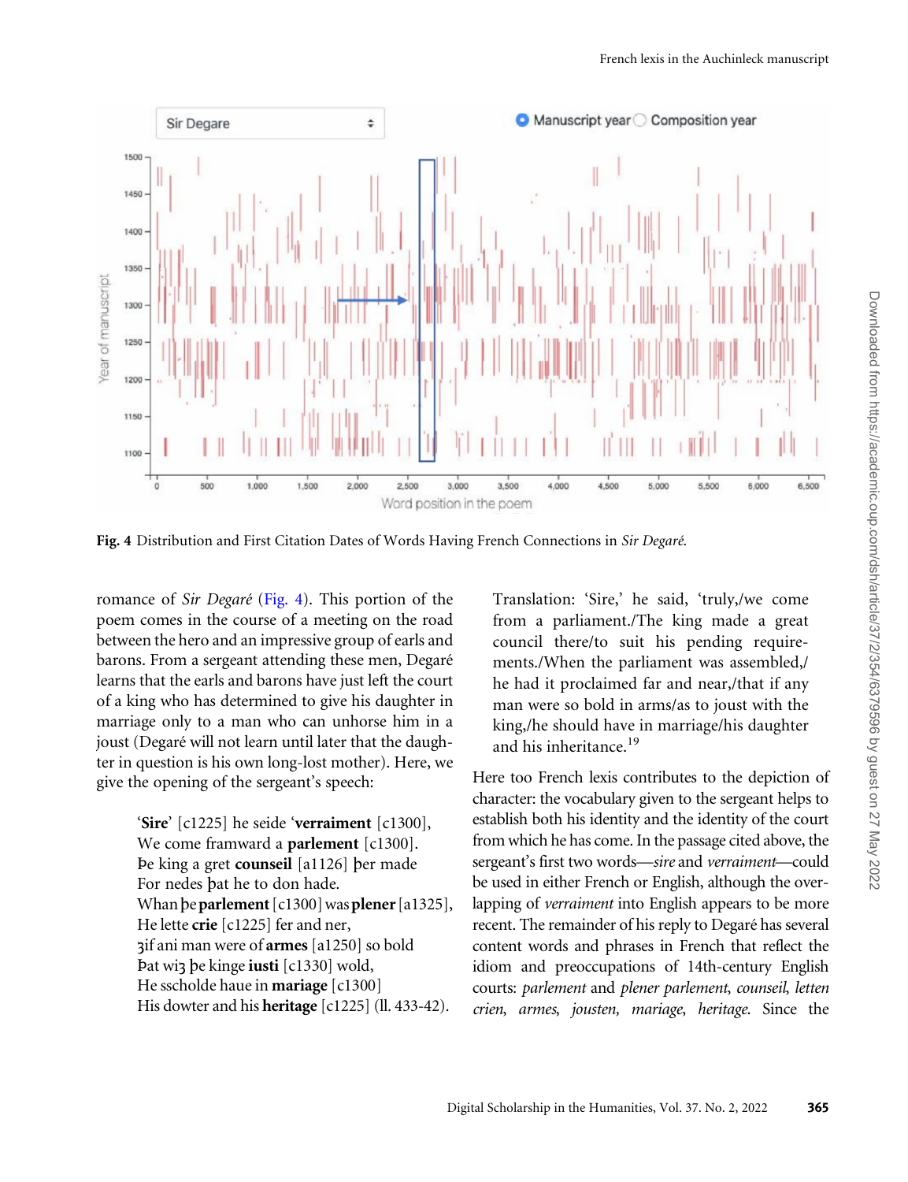**Fig. 4** Distribution and First Citation Dates of Words Having French Connections in *Sir Degaré*.

romance of *Sir Degaré* (Fig. 4). This portion of the poem comes in the course of a meeting on the road between the hero and an impressive group of earls and barons. From a sergeant attending these men, Degaré learns that the earls and barons have just left the court of a king who has determined to give his daughter in marriage only to a man who can unhorse him in a joust (Degaré will not learn until later that the daughter in question is his own long-lost mother). Here, we give the opening of the sergeant's speech:

> '**Sire**' [c1225] he seide '**verraiment** [c1300],
> We come framward a **parlement** [c1300].
> Þe king a gret **counseil** [a1126] þer made
> For nedes þat he to don hade.
> When þe **parlement** [c1300] was **plener** [a1325],
> He lette **crie** [c1225] fer and ner,
> ȝif ani man were of **armes** [a1250] so bold
> Þat wiȝ þe kinge **iusti** [c1330] wold,
> He sscholde haue in **mariage** [c1300]
> His dowter and his **heritage** [c1225] (ll. 433-42).

> Translation: 'Sire,' he said, 'truly,/we come from a parliament./The king made a great council there/to suit his pending requirements./When the parliament was assembled,/he had it proclaimed far and near,/that if any man were so bold in arms/as to joust with the king,/he should have in marriage/his daughter and his inheritance.[19]

Here too French lexis contributes to the depiction of character: the vocabulary given to the sergeant helps to establish both his identity and the identity of the court from which he has come. In the passage cited above, the sergeant's first two words—*sire* and *verraiment*—could be used in either French or English, although the overlapping of *verraiment* into English appears to be more recent. The remainder of his reply to Degaré has several content words and phrases in French that reflect the idiom and preoccupations of 14th-century English courts: *parlement* and *plener parlement*, *counseil*, *letten crien*, *armes*, *jousten*, *mariage*, *heritage*. Since the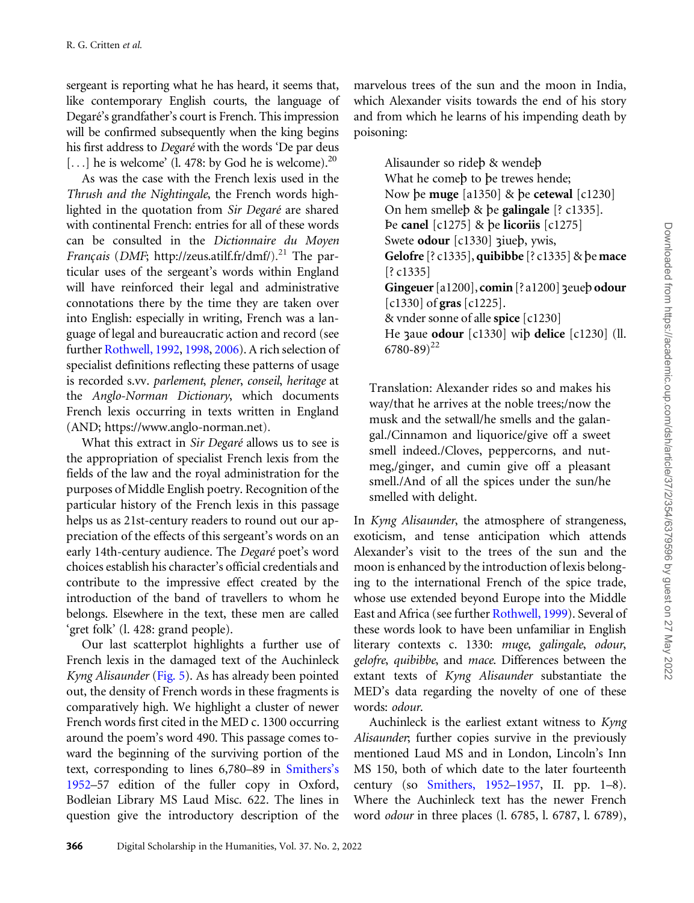sergeant is reporting what he has heard, it seems that, like contemporary English courts, the language of Degaré's grandfather's court is French. This impression will be confirmed subsequently when the king begins his first address to *Degaré* with the words 'De par deus [...] he is welcome' (l. 478: by God he is welcome).[20]

As was the case with the French lexis used in the *Thrush and the Nightingale*, the French words highlighted in the quotation from *Sir Degaré* are shared with continental French: entries for all of these words can be consulted in the *Dictionnaire du Moyen Français* (*DMF*; http://zeus.atilf.fr/dmf/).[21] The particular uses of the sergeant's words within England will have reinforced their legal and administrative connotations there by the time they are taken over into English: especially in writing, French was a language of legal and bureaucratic action and record (see further Rothwell, 1992, 1998, 2006). A rich selection of specialist definitions reflecting these patterns of usage is recorded s.vv. *parlement*, *plener*, *conseil*, *heritage* at the *Anglo-Norman Dictionary*, which documents French lexis occurring in texts written in England (AND; https://www.anglo-norman.net).

What this extract in *Sir Degaré* allows us to see is the appropriation of specialist French lexis from the fields of the law and the royal administration for the purposes of Middle English poetry. Recognition of the particular history of the French lexis in this passage helps us as 21st-century readers to round out our appreciation of the effects of this sergeant's words on an early 14th-century audience. The *Degaré* poet's word choices establish his character's official credentials and contribute to the impressive effect created by the introduction of the band of travellers to whom he belongs. Elsewhere in the text, these men are called 'gret folk' (l. 428: grand people).

Our last scatterplot highlights a further use of French lexis in the damaged text of the Auchinleck *Kyng Alisaunder* (Fig. 5). As has already been pointed out, the density of French words in these fragments is comparatively high. We highlight a cluster of newer French words first cited in the MED c. 1300 occurring around the poem's word 490. This passage comes toward the beginning of the surviving portion of the text, corresponding to lines 6,780–89 in Smithers's 1952–57 edition of the fuller copy in Oxford, Bodleian Library MS Laud Misc. 622. The lines in question give the introductory description of the marvelous trees of the sun and the moon in India, which Alexander visits towards the end of his story and from which he learns of his impending death by poisoning:

> Alisaunder so rideþ & wendeþ
> What he comeþ to þe trewes hende;
> Now þe **muge** [a1350] & þe **cetewal** [c1230]
> On hem smelleþ & þe **galingale** [? c1335].
> Þe **canel** [c1275] & þe **licoriis** [c1275]
> Swete **odour** [c1330] ȝiueþ, ywis,
> **Gelofre** [? c1335], **quibibbe** [? c1335] & þe **mace** [? c1335]
> **Gingeuer** [a1200], **comin** [? a1200] ȝeueþ **odour** [c1330] of **gras** [c1225].
> & vnder sonne of alle **spice** [c1230]
> He ȝaue **odour** [c1330] wiþ **delice** [c1230] (ll. 6780-89)[22]

> Translation: Alexander rides so and makes his way/that he arrives at the noble trees;/now the musk and the setwall/he smells and the galangal./Cinnamon and liquorice/give off a sweet smell indeed./Cloves, peppercorns, and nutmeg,/ginger, and cumin give off a pleasant smell./And of all the spices under the sun/he smelled with delight.

In *Kyng Alisaunder*, the atmosphere of strangeness, exoticism, and tense anticipation which attends Alexander's visit to the trees of the sun and the moon is enhanced by the introduction of lexis belonging to the international French of the spice trade, whose use extended beyond Europe into the Middle East and Africa (see further Rothwell, 1999). Several of these words look to have been unfamiliar in English literary contexts c. 1330: *muge*, *galingale*, *odour*, *gelofre*, *quibibbe*, and *mace*. Differences between the extant texts of *Kyng Alisaunder* substantiate the MED's data regarding the novelty of one of these words: *odour*.

Auchinleck is the earliest extant witness to *Kyng Alisaunder*; further copies survive in the previously mentioned Laud MS and in London, Lincoln's Inn MS 150, both of which date to the later fourteenth century (so Smithers, 1952–1957, II. pp. 1–8). Where the Auchinleck text has the newer French word *odour* in three places (l. 6785, l. 6787, l. 6789),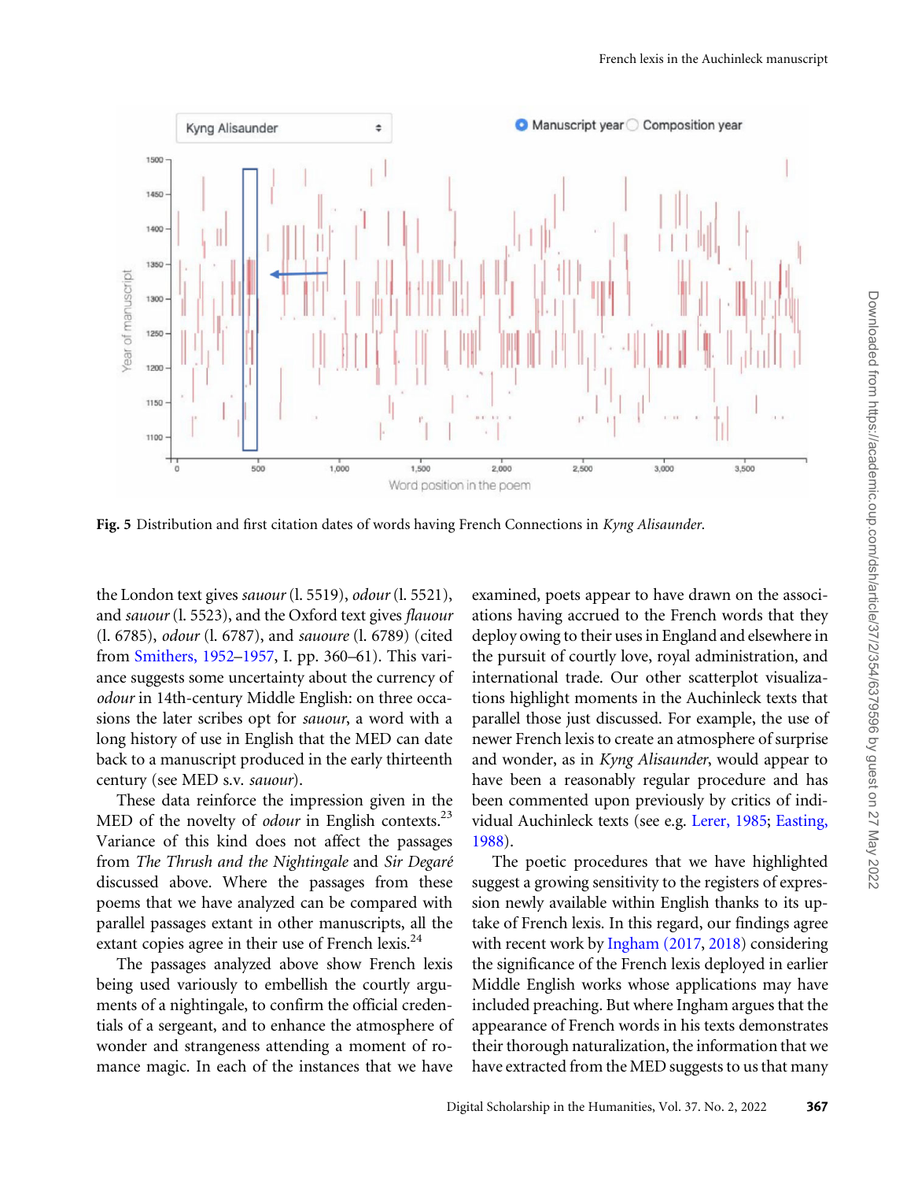Fig. 5 Distribution and first citation dates of words having French Connections in *Kyng Alisaunder*.

the London text gives *sauour* (l. 5519), *odour* (l. 5521), and *sauour* (l. 5523), and the Oxford text gives *flauour* (l. 6785), *odour* (l. 6787), and *sauoure* (l. 6789) (cited from Smithers, 1952–1957, I. pp. 360–61). This variance suggests some uncertainty about the currency of *odour* in 14th-century Middle English: on three occasions the later scribes opt for *sauour*, a word with a long history of use in English that the MED can date back to a manuscript produced in the early thirteenth century (see MED s.v. *sauour*).

These data reinforce the impression given in the MED of the novelty of *odour* in English contexts.[23] Variance of this kind does not affect the passages from *The Thrush and the Nightingale* and *Sir Degaré* discussed above. Where the passages from these poems that we have analyzed can be compared with parallel passages extant in other manuscripts, all the extant copies agree in their use of French lexis.[24]

The passages analyzed above show French lexis being used variously to embellish the courtly arguments of a nightingale, to confirm the official credentials of a sergeant, and to enhance the atmosphere of wonder and strangeness attending a moment of romance magic. In each of the instances that we have examined, poets appear to have drawn on the associations having accrued to the French words that they deploy owing to their uses in England and elsewhere in the pursuit of courtly love, royal administration, and international trade. Our other scatterplot visualizations highlight moments in the Auchinleck texts that parallel those just discussed. For example, the use of newer French lexis to create an atmosphere of surprise and wonder, as in *Kyng Alisaunder*, would appear to have been a reasonably regular procedure and has been commented upon previously by critics of individual Auchinleck texts (see e.g. Lerer, 1985; Easting, 1988).

The poetic procedures that we have highlighted suggest a growing sensitivity to the registers of expression newly available within English thanks to its uptake of French lexis. In this regard, our findings agree with recent work by Ingham (2017, 2018) considering the significance of the French lexis deployed in earlier Middle English works whose applications may have included preaching. But where Ingham argues that the appearance of French words in his texts demonstrates their thorough naturalization, the information that we have extracted from the MED suggests to us that many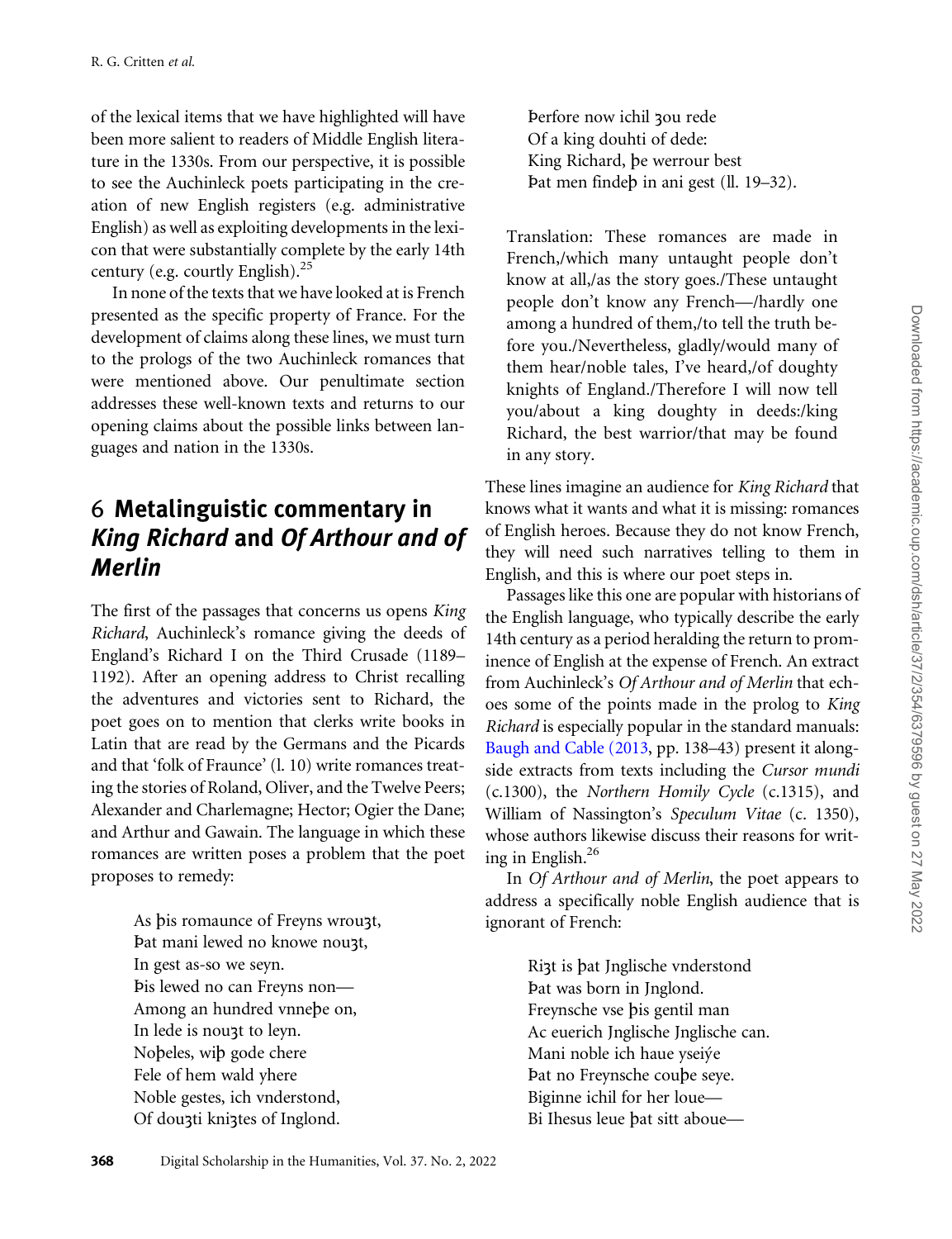of the lexical items that we have highlighted will have been more salient to readers of Middle English literature in the 1330s. From our perspective, it is possible to see the Auchinleck poets participating in the creation of new English registers (e.g. administrative English) as well as exploiting developments in the lexicon that were substantially complete by the early 14th century (e.g. courtly English).[25]

In none of the texts that we have looked at is French presented as the specific property of France. For the development of claims along these lines, we must turn to the prologs of the two Auchinleck romances that were mentioned above. Our penultimate section addresses these well-known texts and returns to our opening claims about the possible links between languages and nation in the 1330s.

## 6 Metalinguistic commentary in *King Richard* and *Of Arthour and of Merlin*

The first of the passages that concerns us opens *King Richard*, Auchinleck's romance giving the deeds of England's Richard I on the Third Crusade (1189–1192). After an opening address to Christ recalling the adventures and victories sent to Richard, the poet goes on to mention that clerks write books in Latin that are read by the Germans and the Picards and that 'folk of Fraunce' (l. 10) write romances treating the stories of Roland, Oliver, and the Twelve Peers; Alexander and Charlemagne; Hector; Ogier the Dane; and Arthur and Gawain. The language in which these romances are written poses a problem that the poet proposes to remedy:

> As þis romaunce of Freyns wrouȝt,
> Þat mani lewed no knowe nouȝt,
> In gest as-so we seyn.
> Þis lewed no can Freyns non—
> Among an hundred vnneþe on,
> In lede is nouȝt to leyn.
> Noþeles, wiþ gode chere
> Fele of hem wald yhere
> Noble gestes, ich vnderstond,
> Of douȝti kniȝtes of Inglond.
> Þerfore now ichil ȝou rede
> Of a king douhti of dede:
> King Richard, þe werrour best
> Þat men findeþ in ani gest (ll. 19–32).

Translation: These romances are made in French,/which many untaught people don't know at all,/as the story goes./These untaught people don't know any French—/hardly one among a hundred of them,/to tell the truth before you./Nevertheless, gladly/would many of them hear/noble tales, I've heard,/of doughty knights of England./Therefore I will now tell you/about a king doughty in deeds:/king Richard, the best warrior/that may be found in any story.

These lines imagine an audience for *King Richard* that knows what it wants and what it is missing: romances of English heroes. Because they do not know French, they will need such narratives telling to them in English, and this is where our poet steps in.

Passages like this one are popular with historians of the English language, who typically describe the early 14th century as a period heralding the return to prominence of English at the expense of French. An extract from Auchinleck's *Of Arthour and of Merlin* that echoes some of the points made in the prolog to *King Richard* is especially popular in the standard manuals: Baugh and Cable (2013, pp. 138–43) present it alongside extracts from texts including the *Cursor mundi* (c.1300), the *Northern Homily Cycle* (c.1315), and William of Nassington's *Speculum Vitae* (c. 1350), whose authors likewise discuss their reasons for writing in English.[26]

In *Of Arthour and of Merlin*, the poet appears to address a specifically noble English audience that is ignorant of French:

> Riȝt is þat Jnglische vnderstond
> Þat was born in Jnglond.
> Freynsche vse þis gentil man
> Ac euerich Jnglische Jnglische can.
> Mani noble ich haue yseiẏe
> Þat no Freynsche couþe seye.
> Biginne ichil for her loue—
> Bi Ihesus leue þat sitt aboue—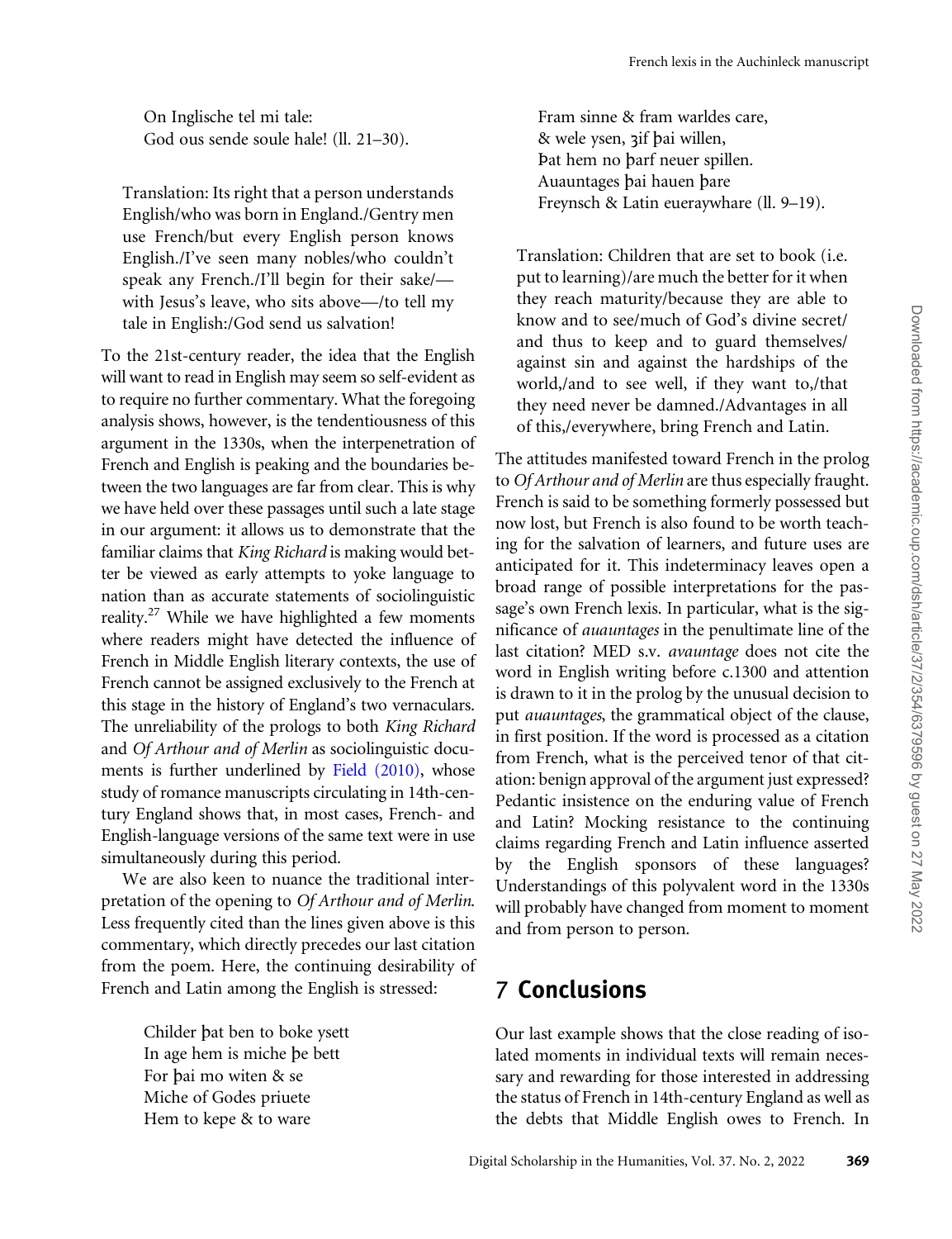On Inglische tel mi tale:  
God ous sende soule hale! (ll. 21–30).

Translation: Its right that a person understands English/who was born in England./Gentry men use French/but every English person knows English./I've seen many nobles/who couldn't speak any French./I'll begin for their sake/—with Jesus's leave, who sits above—/to tell my tale in English:/God send us salvation!

To the 21st-century reader, the idea that the English will want to read in English may seem so self-evident as to require no further commentary. What the foregoing analysis shows, however, is the tendentiousness of this argument in the 1330s, when the interpenetration of French and English is peaking and the boundaries between the two languages are far from clear. This is why we have held over these passages until such a late stage in our argument: it allows us to demonstrate that the familiar claims that *King Richard* is making would better be viewed as early attempts to yoke language to nation than as accurate statements of sociolinguistic reality.[27] While we have highlighted a few moments where readers might have detected the influence of French in Middle English literary contexts, the use of French cannot be assigned exclusively to the French at this stage in the history of England's two vernaculars. The unreliability of the prologs to both *King Richard* and *Of Arthour and of Merlin* as sociolinguistic documents is further underlined by Field (2010), whose study of romance manuscripts circulating in 14th-century England shows that, in most cases, French- and English-language versions of the same text were in use simultaneously during this period.

We are also keen to nuance the traditional interpretation of the opening to *Of Arthour and of Merlin*. Less frequently cited than the lines given above is this commentary, which directly precedes our last citation from the poem. Here, the continuing desirability of French and Latin among the English is stressed:

Childer þat ben to boke ysett  
In age hem is miche þe bett  
For þai mo witen & se  
Miche of Godes priuete  
Hem to kepe & to ware  
Fram sinne & fram warldes care,  
& wele ysen, ȝif þai willen,  
Þat hem no þarf neuer spillen.  
Auauntages þai hauen þare  
Freynsch & Latin eueraywhare (ll. 9–19).

Translation: Children that are set to book (i.e. put to learning)/are much the better for it when they reach maturity/because they are able to know and to see/much of God's divine secret/and thus to keep and to guard themselves/against sin and against the hardships of the world,/and to see well, if they want to,/that they need never be damned./Advantages in all of this,/everywhere, bring French and Latin.

The attitudes manifested toward French in the prolog to *Of Arthour and of Merlin* are thus especially fraught. French is said to be something formerly possessed but now lost, but French is also found to be worth teaching for the salvation of learners, and future uses are anticipated for it. This indeterminacy leaves open a broad range of possible interpretations for the passage's own French lexis. In particular, what is the significance of *auauntages* in the penultimate line of the last citation? MED s.v. *avauntage* does not cite the word in English writing before c.1300 and attention is drawn to it in the prolog by the unusual decision to put *auauntages*, the grammatical object of the clause, in first position. If the word is processed as a citation from French, what is the perceived tenor of that citation: benign approval of the argument just expressed? Pedantic insistence on the enduring value of French and Latin? Mocking resistance to the continuing claims regarding French and Latin influence asserted by the English sponsors of these languages? Understandings of this polyvalent word in the 1330s will probably have changed from moment to moment and from person to person.

## 7 Conclusions

Our last example shows that the close reading of isolated moments in individual texts will remain necessary and rewarding for those interested in addressing the status of French in 14th-century England as well as the debts that Middle English owes to French. In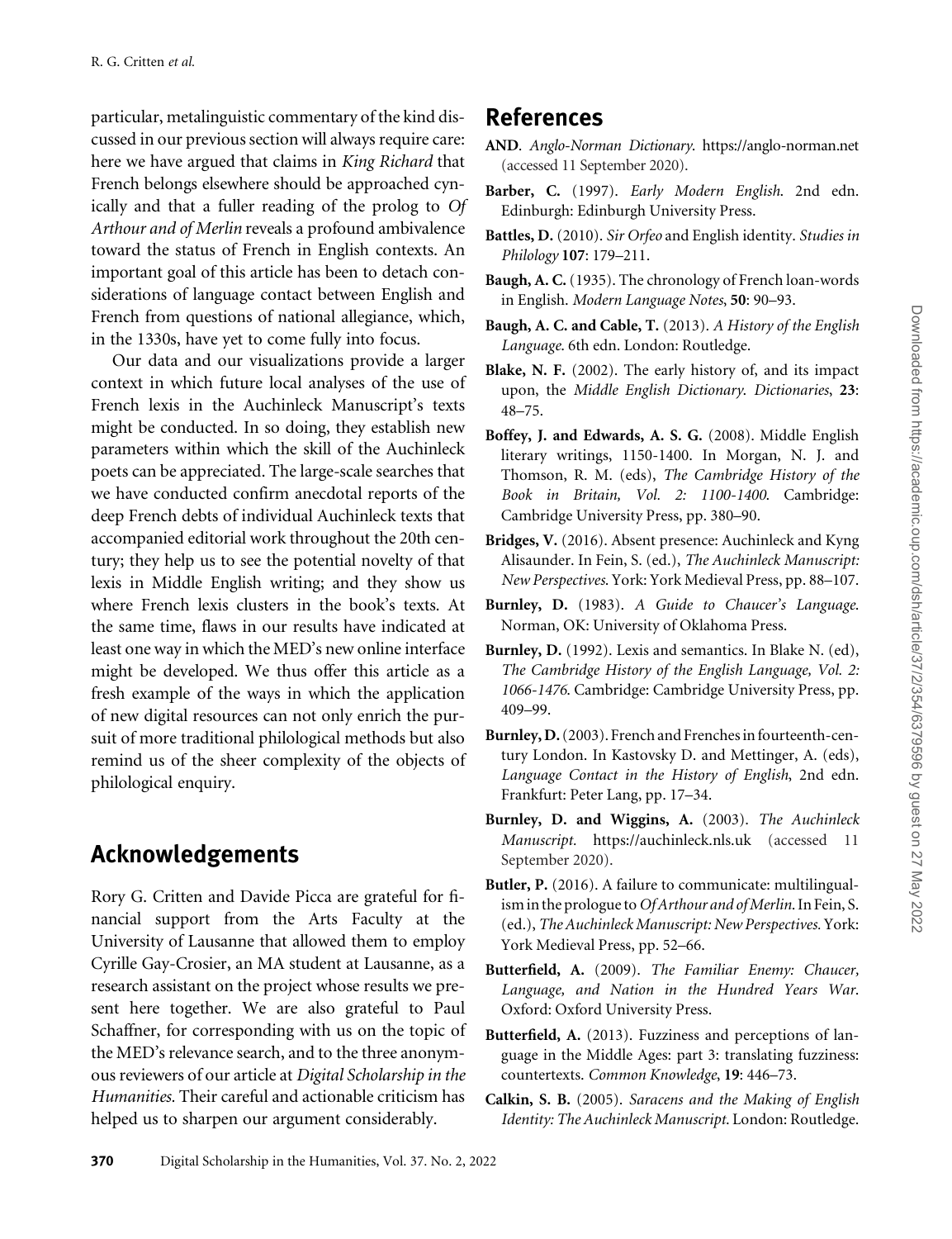particular, metalinguistic commentary of the kind discussed in our previous section will always require care: here we have argued that claims in *King Richard* that French belongs elsewhere should be approached cynically and that a fuller reading of the prolog to *Of Arthour and of Merlin* reveals a profound ambivalence toward the status of French in English contexts. An important goal of this article has been to detach considerations of language contact between English and French from questions of national allegiance, which, in the 1330s, have yet to come fully into focus.

Our data and our visualizations provide a larger context in which future local analyses of the use of French lexis in the Auchinleck Manuscript's texts might be conducted. In so doing, they establish new parameters within which the skill of the Auchinleck poets can be appreciated. The large-scale searches that we have conducted confirm anecdotal reports of the deep French debts of individual Auchinleck texts that accompanied editorial work throughout the 20th century; they help us to see the potential novelty of that lexis in Middle English writing; and they show us where French lexis clusters in the book's texts. At the same time, flaws in our results have indicated at least one way in which the MED's new online interface might be developed. We thus offer this article as a fresh example of the ways in which the application of new digital resources can not only enrich the pursuit of more traditional philological methods but also remind us of the sheer complexity of the objects of philological enquiry.

## Acknowledgements

Rory G. Critten and Davide Picca are grateful for financial support from the Arts Faculty at the University of Lausanne that allowed them to employ Cyrille Gay-Crosier, an MA student at Lausanne, as a research assistant on the project whose results we present here together. We are also grateful to Paul Schaffner, for corresponding with us on the topic of the MED's relevance search, and to the three anonymous reviewers of our article at *Digital Scholarship in the Humanities*. Their careful and actionable criticism has helped us to sharpen our argument considerably.

## References

**AND**. *Anglo-Norman Dictionary*. https://anglo-norman.net (accessed 11 September 2020).

**Barber, C.** (1997). *Early Modern English*. 2nd edn. Edinburgh: Edinburgh University Press.

**Battles, D.** (2010). *Sir Orfeo* and English identity. *Studies in Philology* **107**: 179–211.

**Baugh, A. C.** (1935). The chronology of French loan-words in English. *Modern Language Notes*, **50**: 90–93.

**Baugh, A. C. and Cable, T.** (2013). *A History of the English Language*. 6th edn. London: Routledge.

**Blake, N. F.** (2002). The early history of, and its impact upon, the *Middle English Dictionary*. *Dictionaries*, **23**: 48–75.

**Boffey, J. and Edwards, A. S. G.** (2008). Middle English literary writings, 1150-1400. In Morgan, N. J. and Thomson, R. M. (eds), *The Cambridge History of the Book in Britain, Vol. 2: 1100-1400*. Cambridge: Cambridge University Press, pp. 380–90.

**Bridges, V.** (2016). Absent presence: Auchinleck and Kyng Alisaunder. In Fein, S. (ed.), *The Auchinleck Manuscript: New Perspectives*. York: York Medieval Press, pp. 88–107.

**Burnley, D.** (1983). *A Guide to Chaucer's Language*. Norman, OK: University of Oklahoma Press.

**Burnley, D.** (1992). Lexis and semantics. In Blake N. (ed), *The Cambridge History of the English Language, Vol. 2: 1066-1476*. Cambridge: Cambridge University Press, pp. 409–99.

**Burnley, D.** (2003). French and Frenches in fourteenth-century London. In Kastovsky D. and Mettinger, A. (eds), *Language Contact in the History of English*, 2nd edn. Frankfurt: Peter Lang, pp. 17–34.

**Burnley, D. and Wiggins, A.** (2003). *The Auchinleck Manuscript*. https://auchinleck.nls.uk (accessed 11 September 2020).

**Butler, P.** (2016). A failure to communicate: multilingualism in the prologue to *Of Arthour and of Merlin*. In Fein, S. (ed.), *The Auchinleck Manuscript: New Perspectives*. York: York Medieval Press, pp. 52–66.

**Butterfield, A.** (2009). *The Familiar Enemy: Chaucer, Language, and Nation in the Hundred Years War*. Oxford: Oxford University Press.

**Butterfield, A.** (2013). Fuzziness and perceptions of language in the Middle Ages: part 3: translating fuzziness: countertexts. *Common Knowledge*, **19**: 446–73.

**Calkin, S. B.** (2005). *Saracens and the Making of English Identity: The Auchinleck Manuscript*. London: Routledge.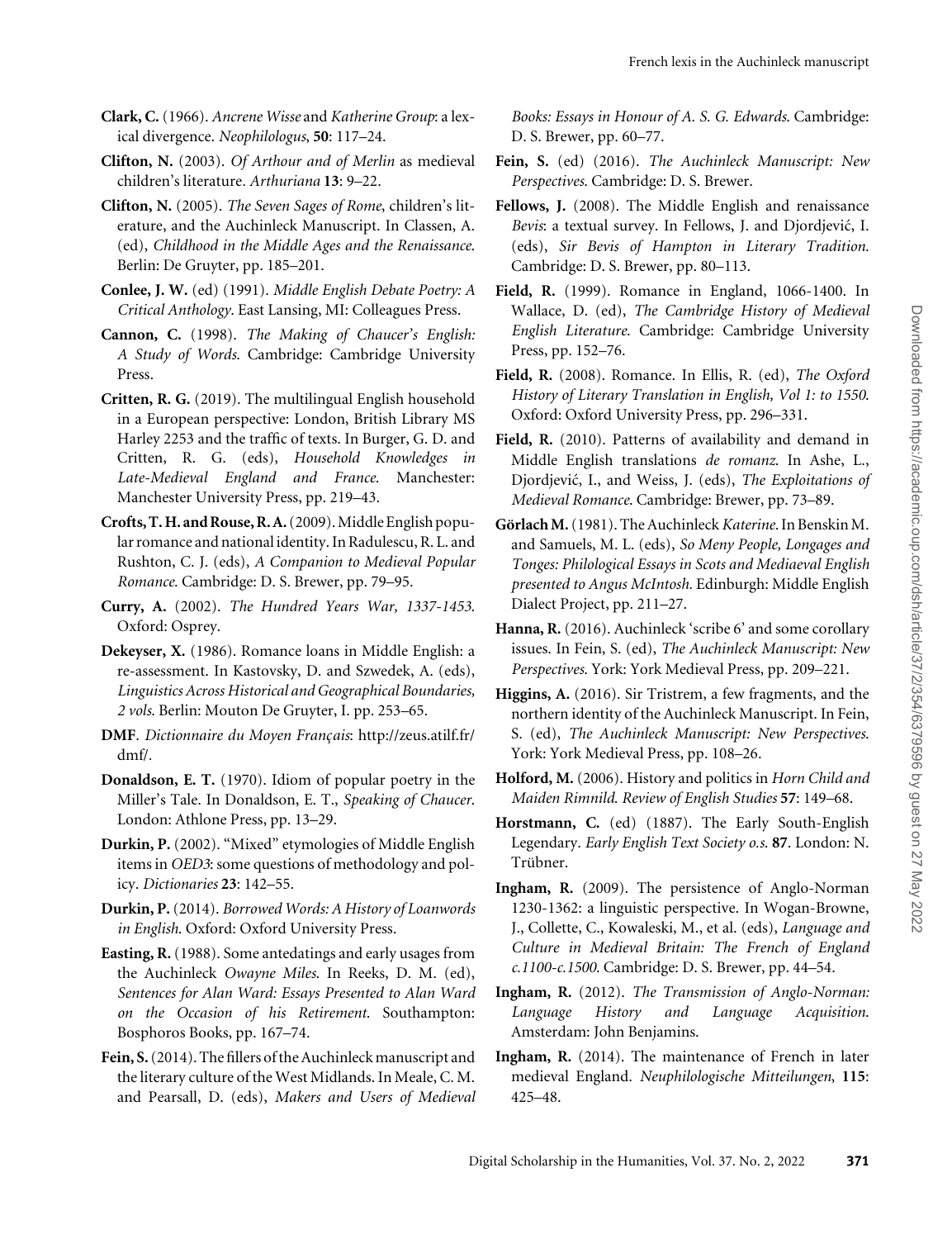**Clark, C.** (1966). *Ancrene Wisse* and *Katherine Group*: a lexical divergence. *Neophilologus*, **50**: 117–24.

**Clifton, N.** (2003). *Of Arthour and of Merlin* as medieval children's literature. *Arthuriana* **13**: 9–22.

**Clifton, N.** (2005). *The Seven Sages of Rome*, children's literature, and the Auchinleck Manuscript. In Classen, A. (ed), *Childhood in the Middle Ages and the Renaissance*. Berlin: De Gruyter, pp. 185–201.

**Conlee, J. W.** (ed) (1991). *Middle English Debate Poetry: A Critical Anthology*. East Lansing, MI: Colleagues Press.

**Cannon, C.** (1998). *The Making of Chaucer's English: A Study of Words*. Cambridge: Cambridge University Press.

**Critten, R. G.** (2019). The multilingual English household in a European perspective: London, British Library MS Harley 2253 and the traffic of texts. In Burger, G. D. and Critten, R. G. (eds), *Household Knowledges in Late-Medieval England and France*. Manchester: Manchester University Press, pp. 219–43.

**Crofts, T. H. and Rouse, R. A.** (2009). Middle English popular romance and national identity. In Radulescu, R. L. and Rushton, C. J. (eds), *A Companion to Medieval Popular Romance*. Cambridge: D. S. Brewer, pp. 79–95.

**Curry, A.** (2002). *The Hundred Years War, 1337-1453*. Oxford: Osprey.

**Dekeyser, X.** (1986). Romance loans in Middle English: a re-assessment. In Kastovsky, D. and Szwedek, A. (eds), *Linguistics Across Historical and Geographical Boundaries, 2 vols*. Berlin: Mouton De Gruyter, I. pp. 253–65.

**DMF**. *Dictionnaire du Moyen Français*: http://zeus.atilf.fr/dmf/.

**Donaldson, E. T.** (1970). Idiom of popular poetry in the Miller's Tale. In Donaldson, E. T., *Speaking of Chaucer*. London: Athlone Press, pp. 13–29.

**Durkin, P.** (2002). "Mixed" etymologies of Middle English items in *OED3*: some questions of methodology and policy. *Dictionaries* **23**: 142–55.

**Durkin, P.** (2014). *Borrowed Words: A History of Loanwords in English*. Oxford: Oxford University Press.

**Easting, R.** (1988). Some antedatings and early usages from the Auchinleck *Owayne Miles*. In Reeks, D. M. (ed), *Sentences for Alan Ward: Essays Presented to Alan Ward on the Occasion of his Retirement*. Southampton: Bosphoros Books, pp. 167–74.

**Fein, S.** (2014). The fillers of the Auchinleck manuscript and the literary culture of the West Midlands. In Meale, C. M. and Pearsall, D. (eds), *Makers and Users of Medieval Books: Essays in Honour of A. S. G. Edwards*. Cambridge: D. S. Brewer, pp. 60–77.

**Fein, S.** (ed) (2016). *The Auchinleck Manuscript: New Perspectives*. Cambridge: D. S. Brewer.

**Fellows, J.** (2008). The Middle English and renaissance *Bevis*: a textual survey. In Fellows, J. and Djordjević, I. (eds), *Sir Bevis of Hampton in Literary Tradition*. Cambridge: D. S. Brewer, pp. 80–113.

**Field, R.** (1999). Romance in England, 1066-1400. In Wallace, D. (ed), *The Cambridge History of Medieval English Literature*. Cambridge: Cambridge University Press, pp. 152–76.

**Field, R.** (2008). Romance. In Ellis, R. (ed), *The Oxford History of Literary Translation in English, Vol 1: to 1550*. Oxford: Oxford University Press, pp. 296–331.

**Field, R.** (2010). Patterns of availability and demand in Middle English translations *de romanz*. In Ashe, L., Djordjević, I., and Weiss, J. (eds), *The Exploitations of Medieval Romance*. Cambridge: Brewer, pp. 73–89.

**Görlach M.** (1981). The Auchinleck *Katerine*. In Benskin M. and Samuels, M. L. (eds), *So Meny People, Longages and Tonges: Philological Essays in Scots and Mediaeval English presented to Angus McIntosh*. Edinburgh: Middle English Dialect Project, pp. 211–27.

**Hanna, R.** (2016). Auchinleck 'scribe 6' and some corollary issues. In Fein, S. (ed), *The Auchinleck Manuscript: New Perspectives*. York: York Medieval Press, pp. 209–221.

**Higgins, A.** (2016). Sir Tristrem, a few fragments, and the northern identity of the Auchinleck Manuscript. In Fein, S. (ed), *The Auchinleck Manuscript: New Perspectives*. York: York Medieval Press, pp. 108–26.

**Holford, M.** (2006). History and politics in *Horn Child and Maiden Rimnild*. *Review of English Studies* **57**: 149–68.

**Horstmann, C.** (ed) (1887). The Early South-English Legendary. *Early English Text Society o.s.* **87**. London: N. Trübner.

**Ingham, R.** (2009). The persistence of Anglo-Norman 1230-1362: a linguistic perspective. In Wogan-Browne, J., Collette, C., Kowaleski, M., et al. (eds), *Language and Culture in Medieval Britain: The French of England c.1100-c.1500*. Cambridge: D. S. Brewer, pp. 44–54.

**Ingham, R.** (2012). *The Transmission of Anglo-Norman: Language History and Language Acquisition*. Amsterdam: John Benjamins.

**Ingham, R.** (2014). The maintenance of French in later medieval England. *Neuphilologische Mitteilungen*, **115**: 425–48.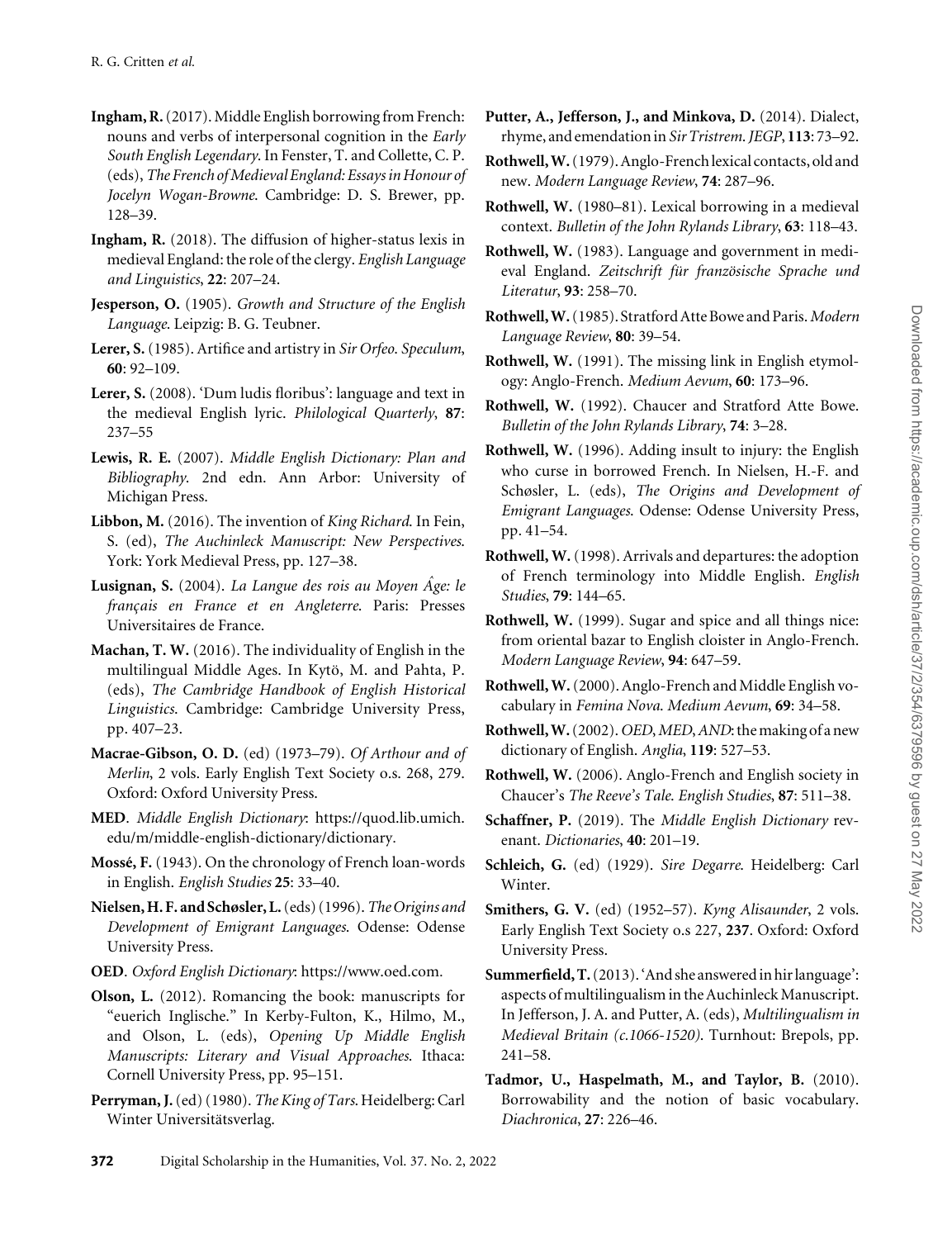**Ingham, R.** (2017). Middle English borrowing from French: nouns and verbs of interpersonal cognition in the *Early South English Legendary*. In Fenster, T. and Collette, C. P. (eds), *The French of Medieval England: Essays in Honour of Jocelyn Wogan-Browne*. Cambridge: D. S. Brewer, pp. 128–39.

**Ingham, R.** (2018). The diffusion of higher-status lexis in medieval England: the role of the clergy. *English Language and Linguistics*, **22**: 207–24.

**Jesperson, O.** (1905). *Growth and Structure of the English Language*. Leipzig: B. G. Teubner.

**Lerer, S.** (1985). Artifice and artistry in *Sir Orfeo*. *Speculum*, **60**: 92–109.

**Lerer, S.** (2008). 'Dum ludis floribus': language and text in the medieval English lyric. *Philological Quarterly*, **87**: 237–55

**Lewis, R. E.** (2007). *Middle English Dictionary: Plan and Bibliography*. 2nd edn. Ann Arbor: University of Michigan Press.

**Libbon, M.** (2016). The invention of *King Richard*. In Fein, S. (ed), *The Auchinleck Manuscript: New Perspectives*. York: York Medieval Press, pp. 127–38.

**Lusignan, S.** (2004). *La Langue des rois au Moyen Âge: le français en France et en Angleterre*. Paris: Presses Universitaires de France.

**Machan, T. W.** (2016). The individuality of English in the multilingual Middle Ages. In Kytö, M. and Pahta, P. (eds), *The Cambridge Handbook of English Historical Linguistics*. Cambridge: Cambridge University Press, pp. 407–23.

**Macrae-Gibson, O. D.** (ed) (1973–79). *Of Arthour and of Merlin*, 2 vols. Early English Text Society o.s. 268, 279. Oxford: Oxford University Press.

**MED**. *Middle English Dictionary*: https://quod.lib.umich.edu/m/middle-english-dictionary/dictionary.

**Mossé, F.** (1943). On the chronology of French loan-words in English. *English Studies* **25**: 33–40.

**Nielsen, H. F. and Schøsler, L.** (eds) (1996). *The Origins and Development of Emigrant Languages*. Odense: Odense University Press.

**OED**. *Oxford English Dictionary*: https://www.oed.com.

**Olson, L.** (2012). Romancing the book: manuscripts for "euerich Inglische." In Kerby-Fulton, K., Hilmo, M., and Olson, L. (eds), *Opening Up Middle English Manuscripts: Literary and Visual Approaches*. Ithaca: Cornell University Press, pp. 95–151.

**Perryman, J.** (ed) (1980). *The King of Tars*. Heidelberg: Carl Winter Universitätsverlag.

**Putter, A., Jefferson, J., and Minkova, D.** (2014). Dialect, rhyme, and emendation in *Sir Tristrem*. *JEGP*, **113**: 73–92.

**Rothwell, W.** (1979). Anglo-French lexical contacts, old and new. *Modern Language Review*, **74**: 287–96.

**Rothwell, W.** (1980–81). Lexical borrowing in a medieval context. *Bulletin of the John Rylands Library*, **63**: 118–43.

**Rothwell, W.** (1983). Language and government in medieval England. *Zeitschrift für französische Sprache und Literatur*, **93**: 258–70.

**Rothwell, W.** (1985). Stratford Atte Bowe and Paris. *Modern Language Review*, **80**: 39–54.

**Rothwell, W.** (1991). The missing link in English etymology: Anglo-French. *Medium Aevum*, **60**: 173–96.

**Rothwell, W.** (1992). Chaucer and Stratford Atte Bowe. *Bulletin of the John Rylands Library*, **74**: 3–28.

**Rothwell, W.** (1996). Adding insult to injury: the English who curse in borrowed French. In Nielsen, H.-F. and Schøsler, L. (eds), *The Origins and Development of Emigrant Languages*. Odense: Odense University Press, pp. 41–54.

**Rothwell, W.** (1998). Arrivals and departures: the adoption of French terminology into Middle English. *English Studies*, **79**: 144–65.

**Rothwell, W.** (1999). Sugar and spice and all things nice: from oriental bazar to English cloister in Anglo-French. *Modern Language Review*, **94**: 647–59.

**Rothwell, W.** (2000). Anglo-French and Middle English vocabulary in *Femina Nova*. *Medium Aevum*, **69**: 34–58.

**Rothwell, W.** (2002). *OED*, *MED*, *AND*: the making of a new dictionary of English. *Anglia*, **119**: 527–53.

**Rothwell, W.** (2006). Anglo-French and English society in Chaucer's *The Reeve's Tale*. *English Studies*, **87**: 511–38.

**Schaffner, P.** (2019). The *Middle English Dictionary* revenant. *Dictionaries*, **40**: 201–19.

**Schleich, G.** (ed) (1929). *Sire Degarre*. Heidelberg: Carl Winter.

**Smithers, G. V.** (ed) (1952–57). *Kyng Alisaunder*, 2 vols. Early English Text Society o.s 227, **237**. Oxford: Oxford University Press.

**Summerfield, T.** (2013). 'And she answered in hir language': aspects of multilingualism in the Auchinleck Manuscript. In Jefferson, J. A. and Putter, A. (eds), *Multilingualism in Medieval Britain (c.1066-1520)*. Turnhout: Brepols, pp. 241–58.

**Tadmor, U., Haspelmath, M., and Taylor, B.** (2010). Borrowability and the notion of basic vocabulary. *Diachronica*, **27**: 226–46.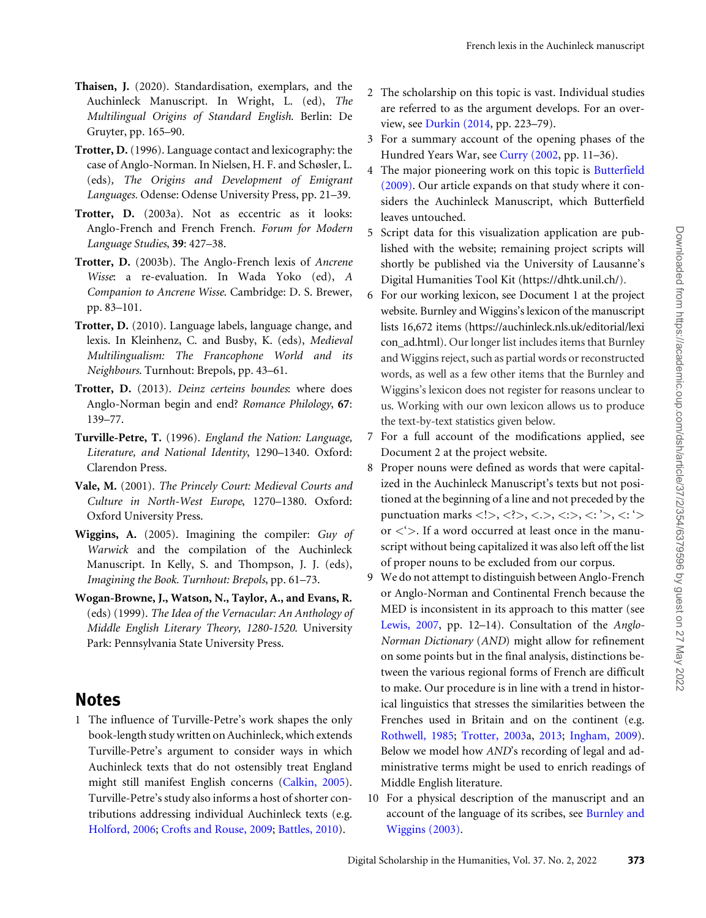**Thaisen, J.** (2020). Standardisation, exemplars, and the Auchinleck Manuscript. In Wright, L. (ed), *The Multilingual Origins of Standard English*. Berlin: De Gruyter, pp. 165–90.

**Trotter, D.** (1996). Language contact and lexicography: the case of Anglo-Norman. In Nielsen, H. F. and Schøsler, L. (eds), *The Origins and Development of Emigrant Languages*. Odense: Odense University Press, pp. 21–39.

**Trotter, D.** (2003a). Not as eccentric as it looks: Anglo-French and French French. *Forum for Modern Language Studies*, **39**: 427–38.

**Trotter, D.** (2003b). The Anglo-French lexis of *Ancrene Wisse*: a re-evaluation. In Wada Yoko (ed), *A Companion to Ancrene Wisse*. Cambridge: D. S. Brewer, pp. 83–101.

**Trotter, D.** (2010). Language labels, language change, and lexis. In Kleinhenz, C. and Busby, K. (eds), *Medieval Multilingualism: The Francophone World and its Neighbours*. Turnhout: Brepols, pp. 43–61.

**Trotter, D.** (2013). *Deinz certeins boundes*: where does Anglo-Norman begin and end? *Romance Philology*, **67**: 139–77.

**Turville-Petre, T.** (1996). *England the Nation: Language, Literature, and National Identity*, 1290–1340. Oxford: Clarendon Press.

**Vale, M.** (2001). *The Princely Court: Medieval Courts and Culture in North-West Europe*, 1270–1380. Oxford: Oxford University Press.

**Wiggins, A.** (2005). Imagining the compiler: *Guy of Warwick* and the compilation of the Auchinleck Manuscript. In Kelly, S. and Thompson, J. J. (eds), *Imagining the Book. Turnhout: Brepols*, pp. 61–73.

**Wogan-Browne, J., Watson, N., Taylor, A., and Evans, R.** (eds) (1999). *The Idea of the Vernacular: An Anthology of Middle English Literary Theory, 1280-1520*. University Park: Pennsylvania State University Press.

## Notes

1. The influence of Turville-Petre's work shapes the only book-length study written on Auchinleck, which extends Turville-Petre's argument to consider ways in which Auchinleck texts that do not ostensibly treat England might still manifest English concerns (Calkin, 2005). Turville-Petre's study also informs a host of shorter contributions addressing individual Auchinleck texts (e.g. Holford, 2006; Crofts and Rouse, 2009; Battles, 2010).
2. The scholarship on this topic is vast. Individual studies are referred to as the argument develops. For an overview, see Durkin (2014, pp. 223–79).
3. For a summary account of the opening phases of the Hundred Years War, see Curry (2002, pp. 11–36).
4. The major pioneering work on this topic is Butterfield (2009). Our article expands on that study where it considers the Auchinleck Manuscript, which Butterfield leaves untouched.
5. Script data for this visualization application are published with the website; remaining project scripts will shortly be published via the University of Lausanne's Digital Humanities Tool Kit (https://dhtk.unil.ch/).
6. For our working lexicon, see Document 1 at the project website. Burnley and Wiggins's lexicon of the manuscript lists 16,672 items (https://auchinleck.nls.uk/editorial/lexicon_ad.html). Our longer list includes items that Burnley and Wiggins reject, such as partial words or reconstructed words, as well as a few other items that the Burnley and Wiggins's lexicon does not register for reasons unclear to us. Working with our own lexicon allows us to produce the text-by-text statistics given below.
7. For a full account of the modifications applied, see Document 2 at the project website.
8. Proper nouns were defined as words that were capitalized in the Auchinleck Manuscript's texts but not positioned at the beginning of a line and not preceded by the punctuation marks <!>, <?>, <.>, <:>, <: '>, <: '> or <'>. If a word occurred at least once in the manuscript without being capitalized it was also left off the list of proper nouns to be excluded from our corpus.
9. We do not attempt to distinguish between Anglo-French or Anglo-Norman and Continental French because the MED is inconsistent in its approach to this matter (see Lewis, 2007, pp. 12–14). Consultation of the *Anglo-Norman Dictionary* (*AND*) might allow for refinement on some points but in the final analysis, distinctions between the various regional forms of French are difficult to make. Our procedure is in line with a trend in historical linguistics that stresses the similarities between the Frenches used in Britain and on the continent (e.g. Rothwell, 1985; Trotter, 2003a, 2013; Ingham, 2009). Below we model how *AND*'s recording of legal and administrative terms might be used to enrich readings of Middle English literature.
10. For a physical description of the manuscript and an account of the language of its scribes, see Burnley and Wiggins (2003).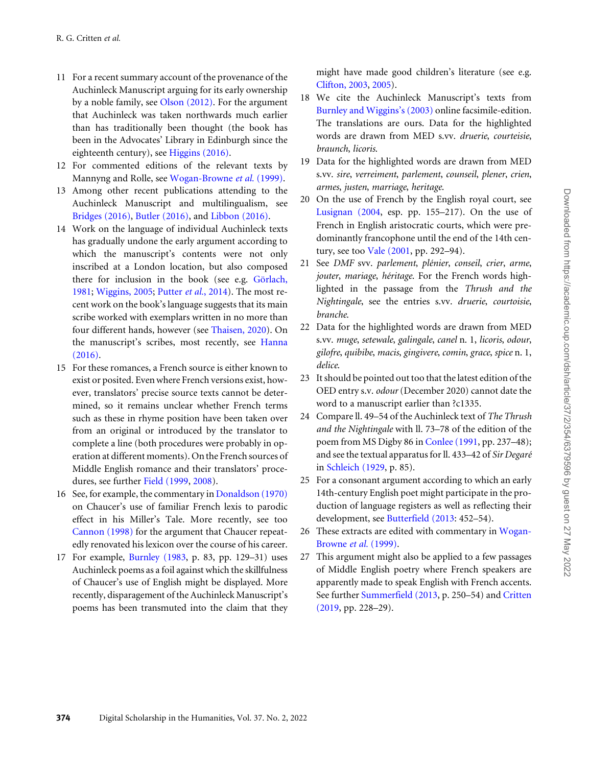11 For a recent summary account of the provenance of the Auchinleck Manuscript arguing for its early ownership by a noble family, see Olson (2012). For the argument that Auchinleck was taken northwards much earlier than has traditionally been thought (the book has been in the Advocates' Library in Edinburgh since the eighteenth century), see Higgins (2016).

12 For commented editions of the relevant texts by Mannyng and Rolle, see Wogan-Browne *et al.* (1999).

13 Among other recent publications attending to the Auchinleck Manuscript and multilingualism, see Bridges (2016), Butler (2016), and Libbon (2016).

14 Work on the language of individual Auchinleck texts has gradually undone the early argument according to which the manuscript's contents were not only inscribed at a London location, but also composed there for inclusion in the book (see e.g. Görlach, 1981; Wiggins, 2005; Putter *et al.*, 2014). The most recent work on the book's language suggests that its main scribe worked with exemplars written in no more than four different hands, however (see Thaisen, 2020). On the manuscript's scribes, most recently, see Hanna (2016).

15 For these romances, a French source is either known to exist or posited. Even where French versions exist, however, translators' precise source texts cannot be determined, so it remains unclear whether French terms such as these in rhyme position have been taken over from an original or introduced by the translator to complete a line (both procedures were probably in operation at different moments). On the French sources of Middle English romance and their translators' procedures, see further Field (1999, 2008).

16 See, for example, the commentary in Donaldson (1970) on Chaucer's use of familiar French lexis to parodic effect in his Miller's Tale. More recently, see too Cannon (1998) for the argument that Chaucer repeatedly renovated his lexicon over the course of his career.

17 For example, Burnley (1983, p. 83, pp. 129–31) uses Auchinleck poems as a foil against which the skillfulness of Chaucer's use of English might be displayed. More recently, disparagement of the Auchinleck Manuscript's poems has been transmuted into the claim that they might have made good children's literature (see e.g. Clifton, 2003, 2005).

18 We cite the Auchinleck Manuscript's texts from Burnley and Wiggins's (2003) online facsimile-edition. The translations are ours. Data for the highlighted words are drawn from MED s.vv. *druerie*, *courteisie*, *braunch*, *licoris*.

19 Data for the highlighted words are drawn from MED s.vv. *sire*, *verreiment*, *parlement*, *counseil*, *plener*, *crien*, *armes*, *justen*, *marriage*, *heritage*.

20 On the use of French by the English royal court, see Lusignan (2004, esp. pp. 155–217). On the use of French in English aristocratic courts, which were predominantly francophone until the end of the 14th century, see too Vale (2001, pp. 292–94).

21 See *DMF* svv. *parlement*, *plénier*, *conseil*, *crier*, *arme*, *jouter*, *mariage*, *héritage*. For the French words highlighted in the passage from the *Thrush and the Nightingale*, see the entries s.vv. *druerie*, *courtoisie*, *branche*.

22 Data for the highlighted words are drawn from MED s.vv. *muge*, *setewale*, *galingale*, *canel* n. 1, *licoris*, *odour*, *gilofre*, *quibibe*, *macis*, *gingivere*, *comin*, *grace*, *spice* n. 1, *delice*.

23 It should be pointed out too that the latest edition of the OED entry s.v. *odour* (December 2020) cannot date the word to a manuscript earlier than ?c1335.

24 Compare ll. 49–54 of the Auchinleck text of *The Thrush and the Nightingale* with ll. 73–78 of the edition of the poem from MS Digby 86 in Conlee (1991, pp. 237–48); and see the textual apparatus for ll. 433–42 of *Sir Degaré* in Schleich (1929, p. 85).

25 For a consonant argument according to which an early 14th-century English poet might participate in the production of language registers as well as reflecting their development, see Butterfield (2013: 452–54).

26 These extracts are edited with commentary in Wogan-Browne *et al.* (1999).

27 This argument might also be applied to a few passages of Middle English poetry where French speakers are apparently made to speak English with French accents. See further Summerfield (2013, p. 250–54) and Critten (2019, pp. 228–29).